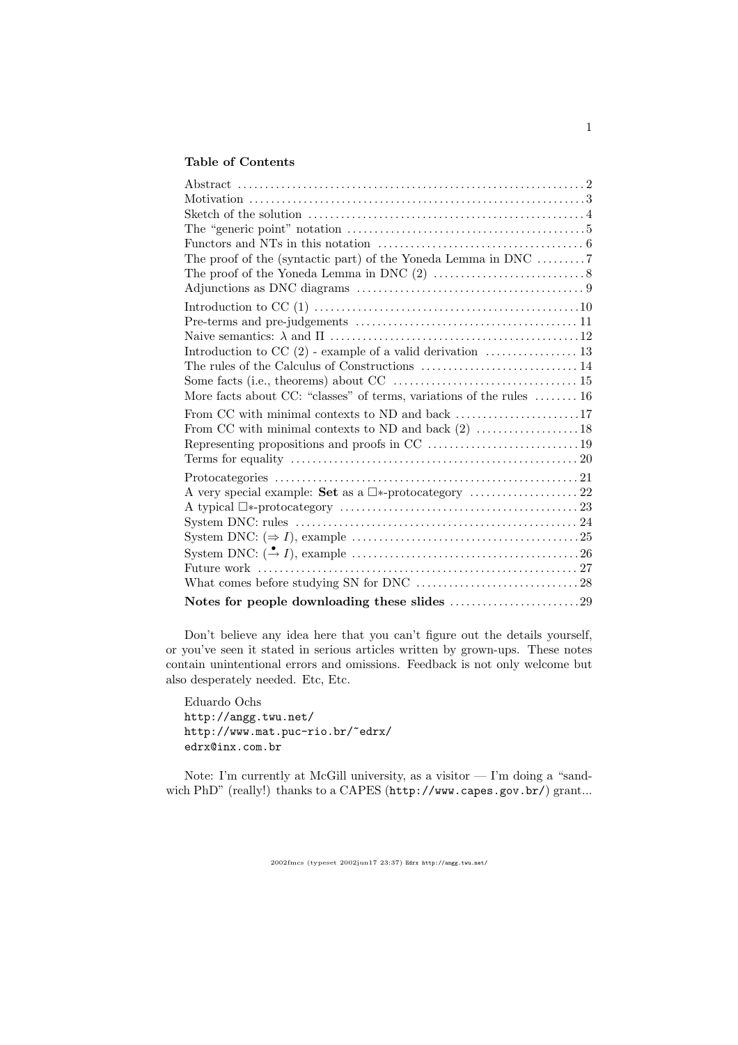**Table of Contents**

| | |
|---|---|
| Abstract | 2 |
| Motivation | 3 |
| Sketch of the solution | 4 |
| The "generic point" notation | 5 |
| Functors and NTs in this notation | 6 |
| The proof of the (syntactic part) of the Yoneda Lemma in DNC | 7 |
| The proof of the Yoneda Lemma in DNC (2) | 8 |
| Adjunctions as DNC diagrams | 9 |
| Introduction to CC (1) | 10 |
| Pre-terms and pre-judgements | 11 |
| Naive semantics: $\lambda$ and $\Pi$ | 12 |
| Introduction to CC (2) - example of a valid derivation | 13 |
| The rules of the Calculus of Constructions | 14 |
| Some facts (i.e., theorems) about CC | 15 |
| More facts about CC: "classes" of terms, variations of the rules | 16 |
| From CC with minimal contexts to ND and back | 17 |
| From CC with minimal contexts to ND and back (2) | 18 |
| Representing propositions and proofs in CC | 19 |
| Terms for equality | 20 |
| Protocategories | 21 |
| A very special example: **Set** as a $\Box*$-protocategory | 22 |
| A typical $\Box*$-protocategory | 23 |
| System DNC: rules | 24 |
| System DNC: $(\Rightarrow I)$, example | 25 |
| System DNC: $(\overset{\bullet}{\to} I)$, example | 26 |
| Future work | 27 |
| What comes before studying SN for DNC | 28 |
| **Notes for people downloading these slides** | 29 |

Don't believe any idea here that you can't figure out the details yourself, or you've seen it stated in serious articles written by grown-ups. These notes contain unintentional errors and omissions. Feedback is not only welcome but also desperately needed. Etc, Etc.

Eduardo Ochs
`http://angg.twu.net/`
`http://www.mat.puc-rio.br/~edrx/`
`edrx@inx.com.br`

Note: I'm currently at McGill university, as a visitor — I'm doing a "sandwich PhD" (really!) thanks to a CAPES (`http://www.capes.gov.br/`) grant...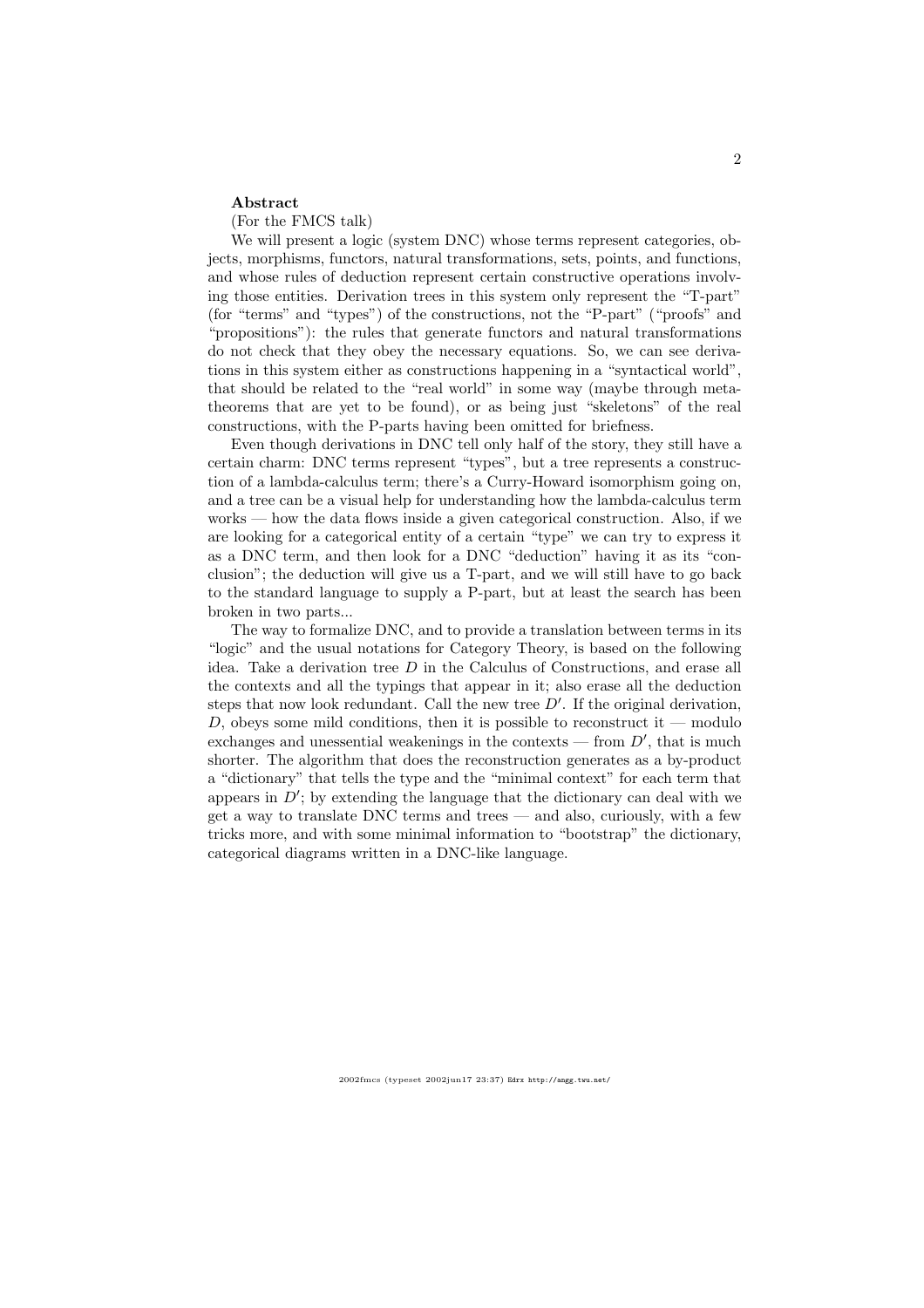**Abstract**

(For the FMCS talk)

We will present a logic (system DNC) whose terms represent categories, objects, morphisms, functors, natural transformations, sets, points, and functions, and whose rules of deduction represent certain constructive operations involving those entities. Derivation trees in this system only represent the "T-part" (for "terms" and "types") of the constructions, not the "P-part" ("proofs" and "propositions"): the rules that generate functors and natural transformations do not check that they obey the necessary equations. So, we can see derivations in this system either as constructions happening in a "syntactical world", that should be related to the "real world" in some way (maybe through metatheorems that are yet to be found), or as being just "skeletons" of the real constructions, with the P-parts having been omitted for briefness.

Even though derivations in DNC tell only half of the story, they still have a certain charm: DNC terms represent "types", but a tree represents a construction of a lambda-calculus term; there's a Curry-Howard isomorphism going on, and a tree can be a visual help for understanding how the lambda-calculus term works — how the data flows inside a given categorical construction. Also, if we are looking for a categorical entity of a certain "type" we can try to express it as a DNC term, and then look for a DNC "deduction" having it as its "conclusion"; the deduction will give us a T-part, and we will still have to go back to the standard language to supply a P-part, but at least the search has been broken in two parts...

The way to formalize DNC, and to provide a translation between terms in its "logic" and the usual notations for Category Theory, is based on the following idea. Take a derivation tree $D$ in the Calculus of Constructions, and erase all the contexts and all the typings that appear in it; also erase all the deduction steps that now look redundant. Call the new tree $D'$. If the original derivation, $D$, obeys some mild conditions, then it is possible to reconstruct it — modulo exchanges and unessential weakenings in the contexts — from $D'$, that is much shorter. The algorithm that does the reconstruction generates as a by-product a "dictionary" that tells the type and the "minimal context" for each term that appears in $D'$; by extending the language that the dictionary can deal with we get a way to translate DNC terms and trees — and also, curiously, with a few tricks more, and with some minimal information to "bootstrap" the dictionary, categorical diagrams written in a DNC-like language.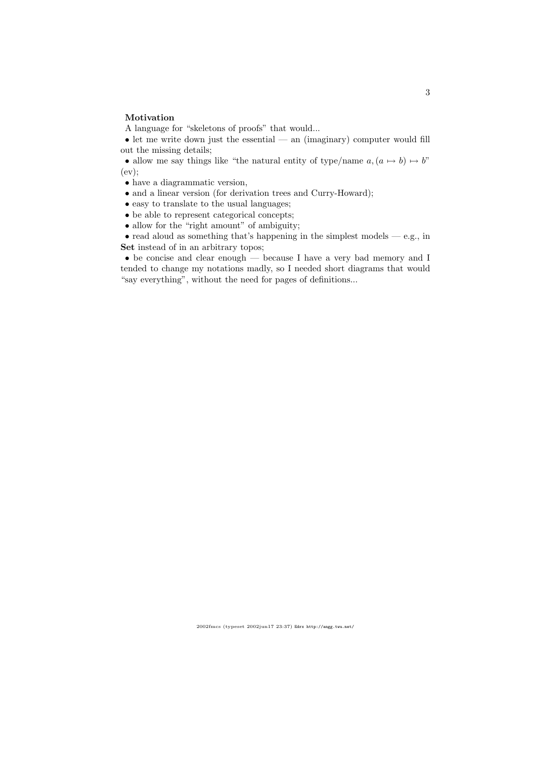**Motivation**

A language for "skeletons of proofs" that would...

- let me write down just the essential — an (imaginary) computer would fill out the missing details;
- allow me say things like "the natural entity of type/name $a, (a \mapsto b) \mapsto b$" (ev);
- have a diagrammatic version,
- and a linear version (for derivation trees and Curry-Howard);
- easy to translate to the usual languages;
- be able to represent categorical concepts;
- allow for the "right amount" of ambiguity;
- read aloud as something that's happening in the simplest models — e.g., in **Set** instead of in an arbitrary topos;
- be concise and clear enough — because I have a very bad memory and I tended to change my notations madly, so I needed short diagrams that would "say everything", without the need for pages of definitions...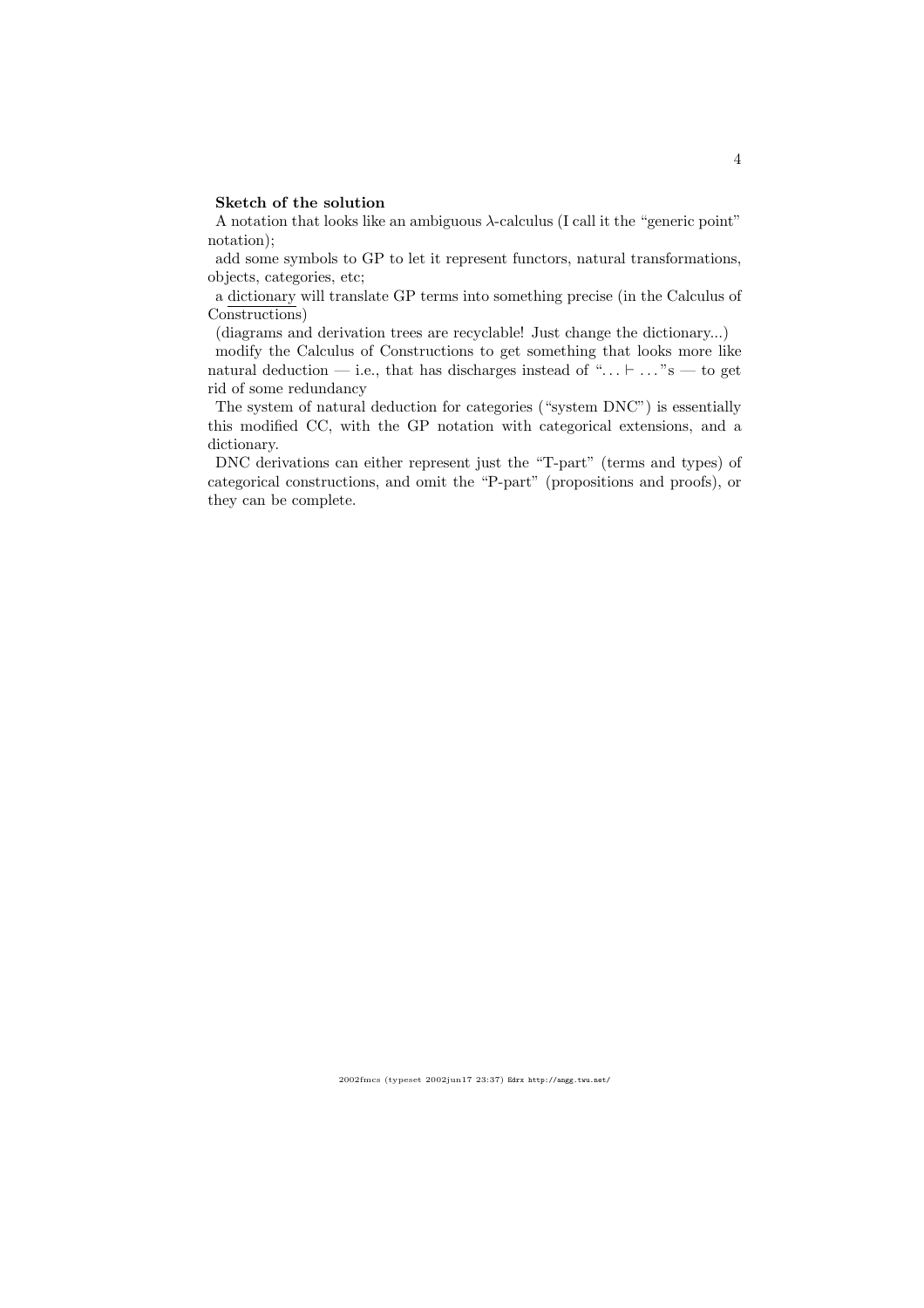**Sketch of the solution**

A notation that looks like an ambiguous $\lambda$-calculus (I call it the "generic point" notation);

add some symbols to GP to let it represent functors, natural transformations, objects, categories, etc;

a dictionary will translate GP terms into something precise (in the Calculus of Constructions)

(diagrams and derivation trees are recyclable! Just change the dictionary...)

modify the Calculus of Constructions to get something that looks more like natural deduction — i.e., that has discharges instead of "$\ldots \vdash \ldots$"s — to get rid of some redundancy

The system of natural deduction for categories ("system DNC") is essentially this modified CC, with the GP notation with categorical extensions, and a dictionary.

DNC derivations can either represent just the "T-part" (terms and types) of categorical constructions, and omit the "P-part" (propositions and proofs), or they can be complete.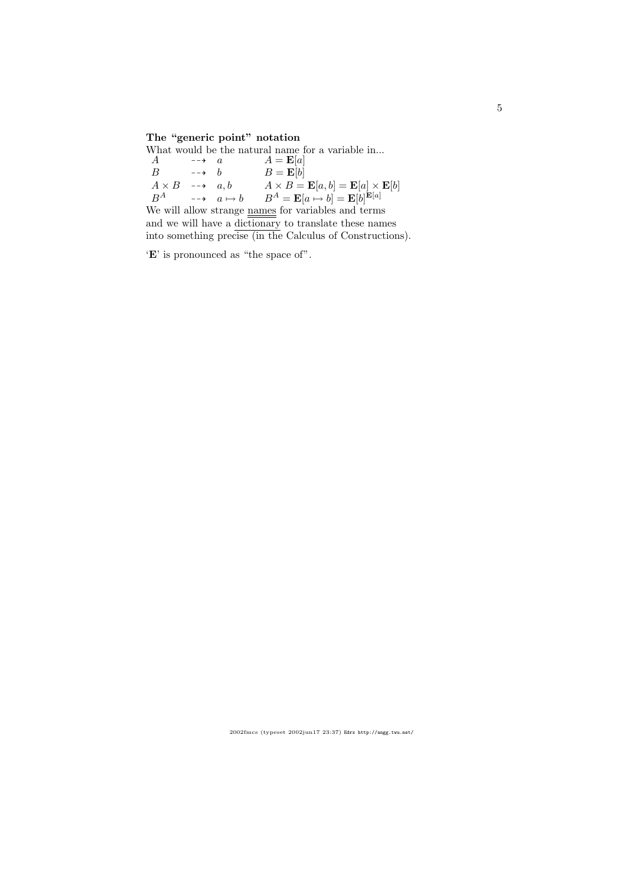**The "generic point" notation**

What would be the natural name for a variable in...

| | | |
|---|---|---|
| $A$ | $\dashrightarrow$ $a$ | $A = \mathbf{E}[a]$ |
| $B$ | $\dashrightarrow$ $b$ | $B = \mathbf{E}[b]$ |
| $A \times B$ | $\dashrightarrow$ $a, b$ | $A \times B = \mathbf{E}[a, b] = \mathbf{E}[a] \times \mathbf{E}[b]$ |
| $B^A$ | $\dashrightarrow$ $a \mapsto b$ | $B^A = \mathbf{E}[a \mapsto b] = \mathbf{E}[b]^{\mathbf{E}[a]}$ |

We will allow strange names for variables and terms and we will have a dictionary to translate these names into something precise (in the Calculus of Constructions).

'$\mathbf{E}$' is pronounced as "the space of".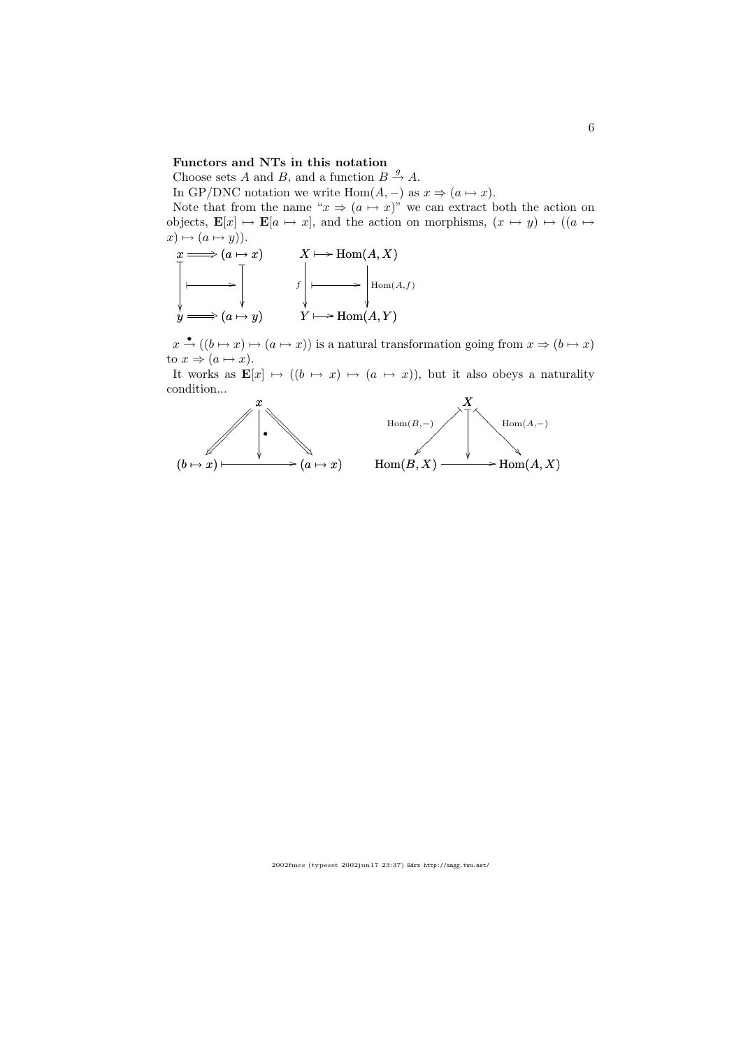**Functors and NTs in this notation**

Choose sets $A$ and $B$, and a function $B \xrightarrow{g} A$.

In GP/DNC notation we write $\mathrm{Hom}(A, -)$ as $x \Rightarrow (a \mapsto x)$.

Note that from the name "$x \Rightarrow (a \mapsto x)$" we can extract both the action on objects, $\mathbf{E}[x] \mapsto \mathbf{E}[a \mapsto x]$, and the action on morphisms, $(x \mapsto y) \mapsto ((a \mapsto x) \mapsto (a \mapsto y))$.

$$
\begin{array}{ccc}
x & \Longrightarrow & (a \mapsto x) \\
\downarrow & \longmapsto & \downarrow \\
y & \Longrightarrow & (a \mapsto y)
\end{array}
\qquad
\begin{array}{ccc}
X & \longmapsto & \mathrm{Hom}(A, X) \\
{\scriptstyle f}\downarrow & \longmapsto & \downarrow{\scriptstyle \mathrm{Hom}(A,f)} \\
Y & \longmapsto & \mathrm{Hom}(A, Y)
\end{array}
$$

$x \overset{\bullet}{\to} ((b \mapsto x) \mapsto (a \mapsto x))$ is a natural transformation going from $x \Rightarrow (b \mapsto x)$ to $x \Rightarrow (a \mapsto x)$.

It works as $\mathbf{E}[x] \mapsto ((b \mapsto x) \mapsto (a \mapsto x))$, but it also obeys a naturality condition...

$$
\begin{array}{ccccc}
 & & x & & \\
 & \swarrow & \downarrow{\scriptstyle \bullet} & \searrow & \\
(b \mapsto x) & & \longmapsto & & (a \mapsto x)
\end{array}
\qquad
\begin{array}{ccccc}
 & & X & & \\
 & {\scriptstyle \mathrm{Hom}(B,-)}\swarrow & \downarrow & \searrow{\scriptstyle \mathrm{Hom}(A,-)} & \\
\mathrm{Hom}(B, X) & & \longrightarrow & & \mathrm{Hom}(A, X)
\end{array}
$$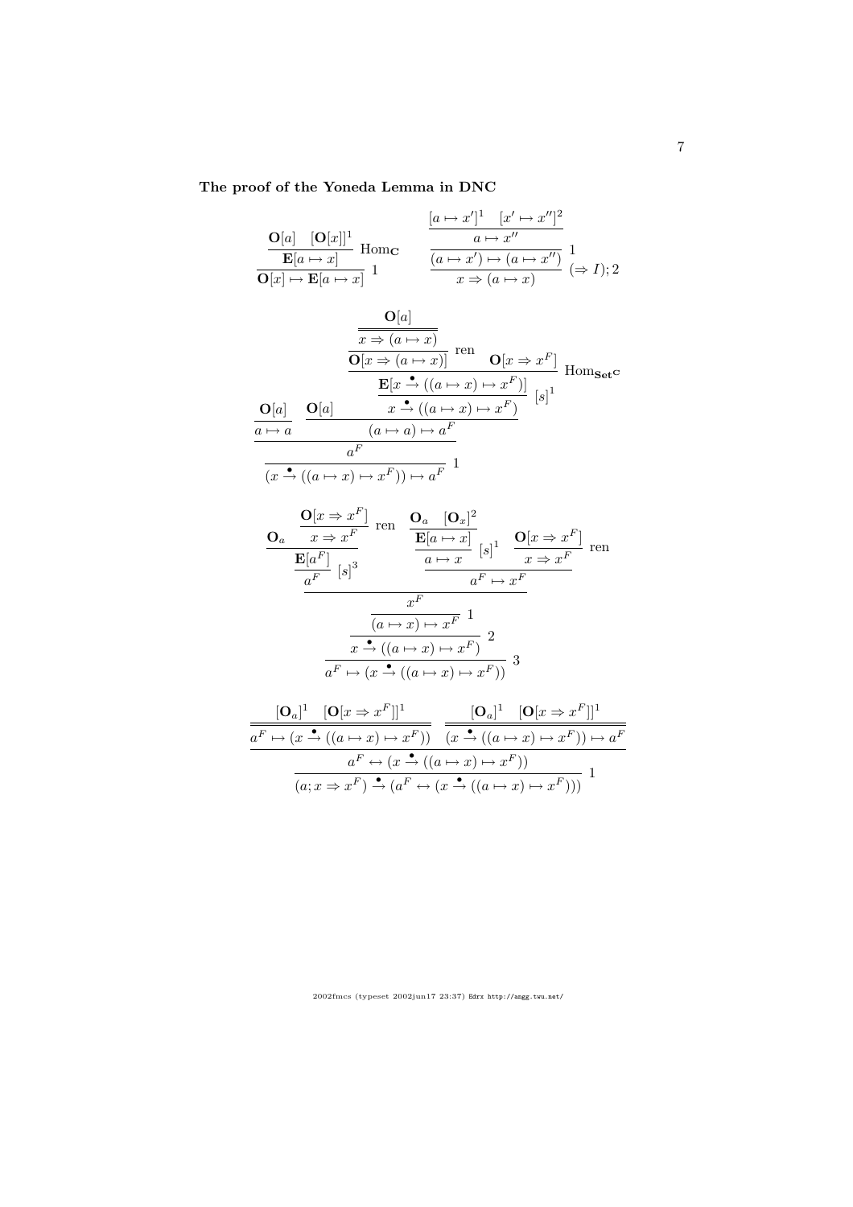**The proof of the Yoneda Lemma in DNC**

$$
\dfrac{\dfrac{\mathbf{O}[a] \quad [\mathbf{O}[x]]^1}{\mathbf{E}[a \mapsto x]}\ \mathrm{Hom}_{\mathbf{C}}}{\mathbf{O}[x] \mapsto \mathbf{E}[a \mapsto x]}\ 1
\qquad
\dfrac{\dfrac{\dfrac{[a \mapsto x']^1 \quad [x' \mapsto x'']^2}{a \mapsto x''}}{(a \mapsto x') \mapsto (a \mapsto x'')}\ 1}{x \Rightarrow (a \mapsto x)}\ (\Rightarrow I); 2
$$

$$
\dfrac{\dfrac{\dfrac{\mathbf{O}[a]}{a \mapsto a} \quad \dfrac{\mathbf{O}[a] \quad \dfrac{\dfrac{\dfrac{\dfrac{\mathbf{O}[a]}{x \Rightarrow (a \mapsto x)}}{\mathbf{O}[x \Rightarrow (a \mapsto x)]}\ \mathrm{ren} \quad \mathbf{O}[x \Rightarrow x^F]}{\mathbf{E}[x \overset{\bullet}{\to} ((a \mapsto x) \mapsto x^F)]}\ \mathrm{Hom}_{\mathbf{Set}^{\mathbf{C}}}}{x \overset{\bullet}{\to} ((a \mapsto x) \mapsto x^F)}\ [s]^1}{(a \mapsto a) \mapsto a^F}}{a^F}}{(x \overset{\bullet}{\to} ((a \mapsto x) \mapsto x^F)) \mapsto a^F}\ 1
$$

$$
\dfrac{\dfrac{\dfrac{\dfrac{\dfrac{\dfrac{\mathbf{O}_a \quad \dfrac{\mathbf{O}[x \Rightarrow x^F]}{x \Rightarrow x^F}\ \mathrm{ren}}{\mathbf{E}[a^F]}}{a^F}\ [s]^3 \quad \dfrac{\dfrac{\dfrac{\mathbf{O}_a \quad [\mathbf{O}_x]^2}{\mathbf{E}[a \mapsto x]}}{a \mapsto x}\ [s]^1 \quad \dfrac{\mathbf{O}[x \Rightarrow x^F]}{x \Rightarrow x^F}\ \mathrm{ren}}{a^F \mapsto x^F}}{x^F}}{(a \mapsto x) \mapsto x^F}\ 1}{x \overset{\bullet}{\to} ((a \mapsto x) \mapsto x^F)}\ 2}{a^F \mapsto (x \overset{\bullet}{\to} ((a \mapsto x) \mapsto x^F))}\ 3
$$

$$
\dfrac{\dfrac{\dfrac{[\mathbf{O}_a]^1 \quad [\mathbf{O}[x \Rightarrow x^F]]^1}{a^F \mapsto (x \overset{\bullet}{\to} ((a \mapsto x) \mapsto x^F))} \quad \dfrac{[\mathbf{O}_a]^1 \quad [\mathbf{O}[x \Rightarrow x^F]]^1}{(x \overset{\bullet}{\to} ((a \mapsto x) \mapsto x^F)) \mapsto a^F}}{a^F \leftrightarrow (x \overset{\bullet}{\to} ((a \mapsto x) \mapsto x^F))}}{(a; x \Rightarrow x^F) \overset{\bullet}{\to} (a^F \leftrightarrow (x \overset{\bullet}{\to} ((a \mapsto x) \mapsto x^F)))}\ 1
$$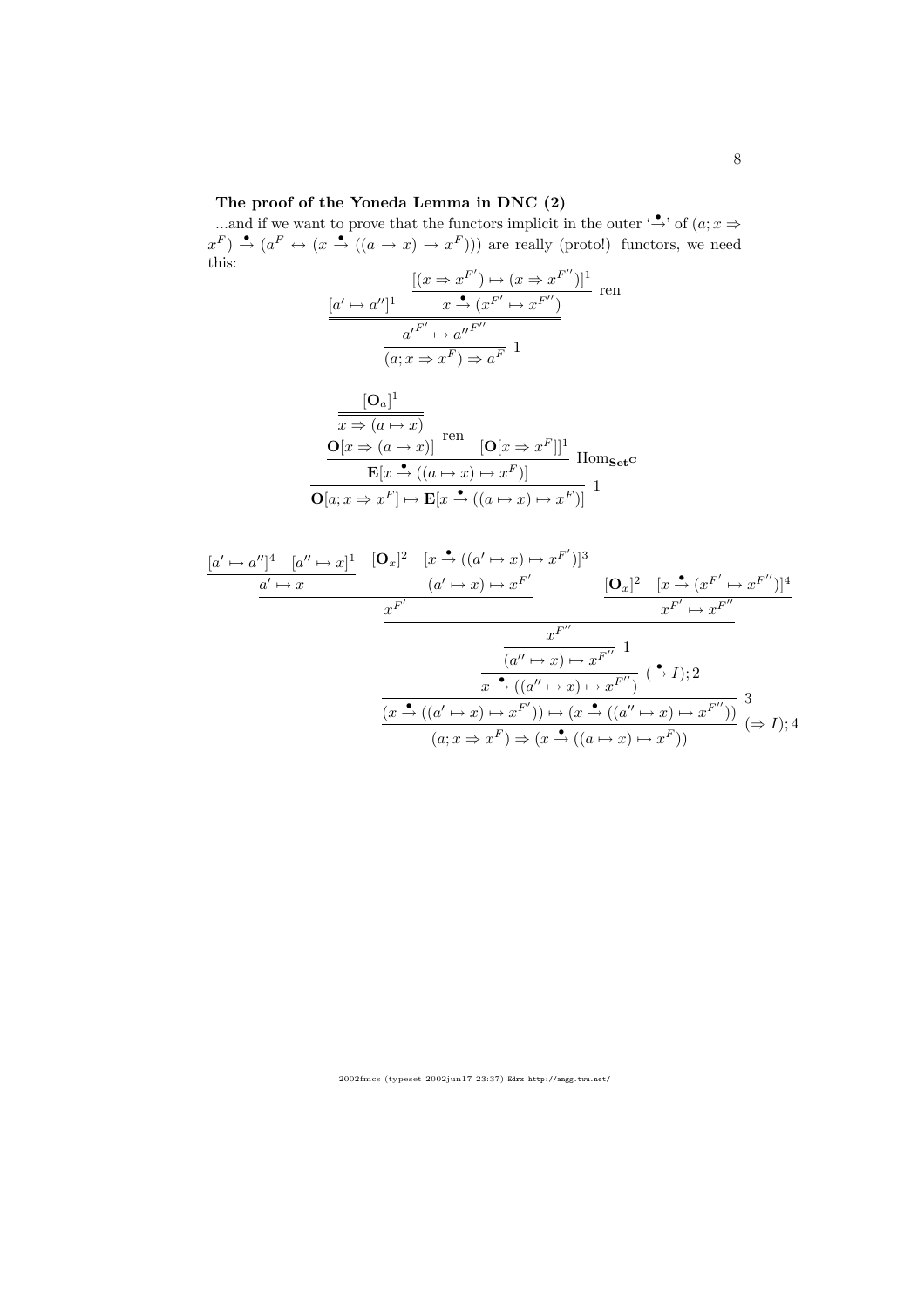**The proof of the Yoneda Lemma in DNC (2)**

...and if we want to prove that the functors implicit in the outer '$\overset{\bullet}{\to}$' of $(a; x \Rightarrow x^F) \overset{\bullet}{\to} (a^F \leftrightarrow (x \overset{\bullet}{\to} ((a \to x) \to x^F)))$ are really (proto!) functors, we need this:

$$
\dfrac{
  \dfrac{
    [a' \mapsto a'']^1
    \qquad
    \dfrac{[(x \Rightarrow x^{F'}) \mapsto (x \Rightarrow x^{F''})]^1}{x \overset{\bullet}{\to} (x^{F'} \mapsto x^{F''})}\ \text{ren}
  }{a'^{F'} \mapsto a''^{F''}}
}{(a; x \Rightarrow x^F) \Rightarrow a^F}\ 1
$$

$$
\dfrac{
  \dfrac{
    \dfrac{
      \dfrac{[\mathbf{O}_a]^1}{x \Rightarrow (a \mapsto x)}
    }{\mathbf{O}[x \Rightarrow (a \mapsto x)]}\ \text{ren}
    \qquad
    [\mathbf{O}[x \Rightarrow x^F]]^1
  }{\mathbf{E}[x \overset{\bullet}{\to} ((a \mapsto x) \mapsto x^F)]}\ \mathrm{Hom}_{\mathbf{Set}^{\mathbf{C}}}
}{\mathbf{O}[a; x \Rightarrow x^F] \mapsto \mathbf{E}[x \overset{\bullet}{\to} ((a \mapsto x) \mapsto x^F)]}\ 1
$$

$$
\dfrac{
  \dfrac{
    \dfrac{
      \dfrac{
        \dfrac{
          \dfrac{[a' \mapsto a'']^4 \quad [a'' \mapsto x]^1}{a' \mapsto x}
          \qquad
          \dfrac{[\mathbf{O}_x]^2 \quad [x \overset{\bullet}{\to} ((a' \mapsto x) \mapsto x^{F'})]^3}{(a' \mapsto x) \mapsto x^{F'}}
        }{x^{F'}}
        \qquad
        \dfrac{[\mathbf{O}_x]^2 \quad [x \overset{\bullet}{\to} (x^{F'} \mapsto x^{F''})]^4}{x^{F'} \mapsto x^{F''}}
      }{x^{F''}}
    }{(a'' \mapsto x) \mapsto x^{F''}}\ 1
  }{x \overset{\bullet}{\to} ((a'' \mapsto x) \mapsto x^{F''})}\ (\overset{\bullet}{\to} I); 2
}{
  \dfrac{(x \overset{\bullet}{\to} ((a' \mapsto x) \mapsto x^{F'})) \mapsto (x \overset{\bullet}{\to} ((a'' \mapsto x) \mapsto x^{F''}))}{(a; x \Rightarrow x^F) \Rightarrow (x \overset{\bullet}{\to} ((a \mapsto x) \mapsto x^F))}\ (\Rightarrow I); 4
}\ 3
$$

2002fmcs (typeset 2002jun17 23:37) Edrx http://angg.twu.net/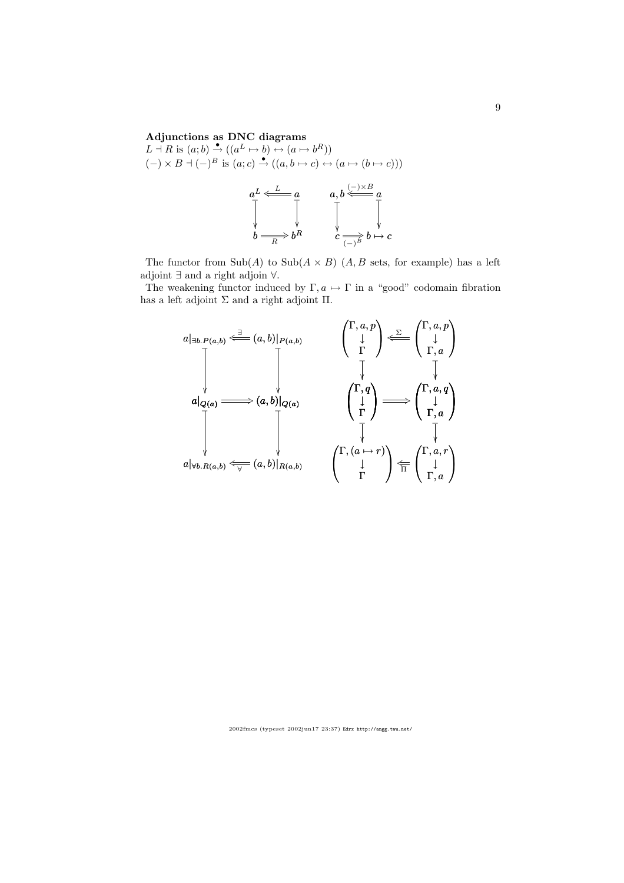**Adjunctions as DNC diagrams**

$L \dashv R$ is $(a;b) \overset{\bullet}{\to} ((a^L \mapsto b) \leftrightarrow (a \mapsto b^R))$

$(-)\times B \dashv (-)^B$ is $(a;c) \overset{\bullet}{\to} ((a, b \mapsto c) \leftrightarrow (a \mapsto (b \mapsto c)))$

$$
\begin{array}{ccc}
a^L & \overset{L}{\Longleftarrow} & a \\
\downarrow & & \downarrow \\
b & \underset{R}{\Longrightarrow} & b^R
\end{array}
\qquad
\begin{array}{ccc}
a, b & \overset{(-)\times B}{\Longleftarrow} & a \\
\downarrow & & \downarrow \\
c & \underset{(-)^B}{\Longrightarrow} & b \mapsto c
\end{array}
$$

The functor from $\mathrm{Sub}(A)$ to $\mathrm{Sub}(A \times B)$ ($A, B$ sets, for example) has a left adjoint $\exists$ and a right adjoin $\forall$.

The weakening functor induced by $\Gamma, a \mapsto \Gamma$ in a "good" codomain fibration has a left adjoint $\Sigma$ and a right adjoint $\Pi$.

$$
\begin{array}{ccc}
a|_{\exists b.P(a,b)} & \overset{\exists}{\Longleftarrow} & (a,b)|_{P(a,b)} \\
\downarrow & & \downarrow \\
a|_{Q(a)} & \Longrightarrow & (a,b)|_{Q(a)} \\
\downarrow & & \downarrow \\
a|_{\forall b.R(a,b)} & \underset{\forall}{\Longleftarrow} & (a,b)|_{R(a,b)}
\end{array}
\qquad
\begin{array}{ccc}
\begin{pmatrix} \Gamma, a, p \\ \downarrow \\ \Gamma \end{pmatrix} & \overset{\Sigma}{\Longleftarrow} & \begin{pmatrix} \Gamma, a, p \\ \downarrow \\ \Gamma, a \end{pmatrix} \\
\downarrow & & \downarrow \\
\begin{pmatrix} \Gamma, q \\ \downarrow \\ \Gamma \end{pmatrix} & \Longrightarrow & \begin{pmatrix} \Gamma, a, q \\ \downarrow \\ \Gamma, a \end{pmatrix} \\
\downarrow & & \downarrow \\
\begin{pmatrix} \Gamma, (a \mapsto r) \\ \downarrow \\ \Gamma \end{pmatrix} & \underset{\Pi}{\Longleftarrow} & \begin{pmatrix} \Gamma, a, r \\ \downarrow \\ \Gamma, a \end{pmatrix}
\end{array}
$$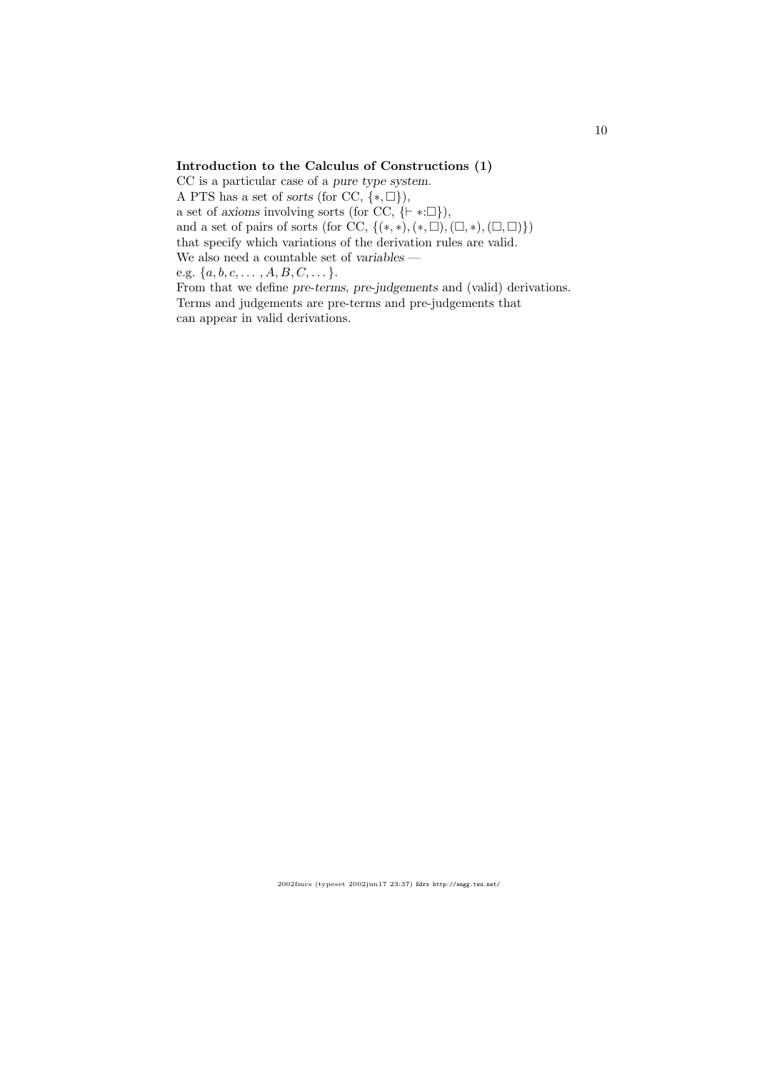**Introduction to the Calculus of Constructions (1)**

CC is a particular case of a *pure type system*.
A PTS has a set of *sorts* (for CC, $\{*, \Box\}$),
a set of *axioms* involving sorts (for CC, $\{\vdash *{:}\Box\}$),
and a set of pairs of sorts (for CC, $\{(*, *), (*, \Box), (\Box, *), (\Box, \Box)\}$)
that specify which variations of the derivation rules are valid.
We also need a countable set of *variables* —
e.g. $\{a, b, c, \ldots, A, B, C, \ldots\}$.
From that we define *pre-terms*, *pre-judgements* and (valid) derivations.
Terms and judgements are pre-terms and pre-judgements that
can appear in valid derivations.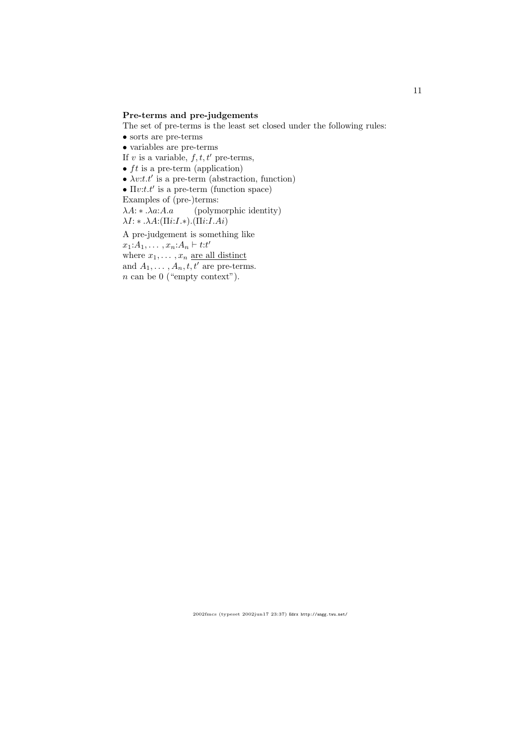**Pre-terms and pre-judgements**

The set of pre-terms is the least set closed under the following rules:

- sorts are pre-terms
- variables are pre-terms

If $v$ is a variable, $f, t, t'$ pre-terms,

- $ft$ is a pre-term (application)
- $\lambda v{:}t.t'$ is a pre-term (abstraction, function)
- $\Pi v{:}t.t'$ is a pre-term (function space)

Examples of (pre-)terms:

$\lambda A{:}*.\lambda a{:}A.a$ (polymorphic identity)

$\lambda I{:}*.\lambda A{:}(\Pi i{:}I.*).(\Pi i{:}I.Ai)$

A pre-judgement is something like

$x_1{:}A_1, \ldots, x_n{:}A_n \vdash t{:}t'$

where $x_1, \ldots, x_n$ <u>are all distinct</u>

and $A_1, \ldots, A_n, t, t'$ are pre-terms.

$n$ can be 0 ("empty context").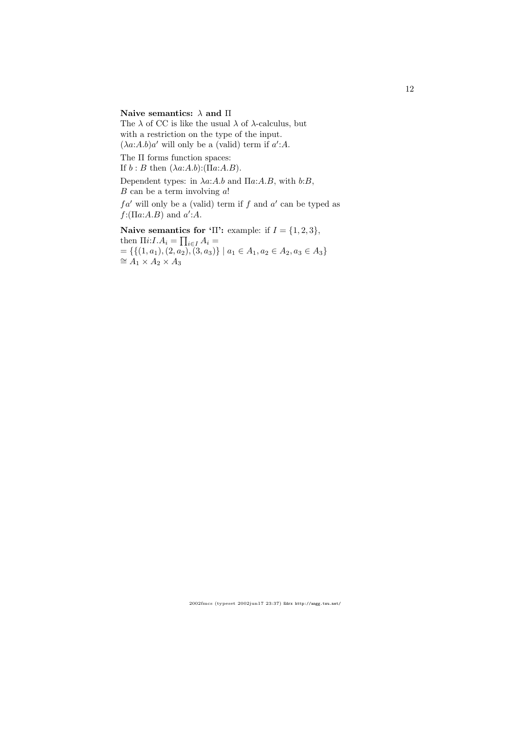**Naive semantics: $\lambda$ and $\Pi$**

The $\lambda$ of CC is like the usual $\lambda$ of $\lambda$-calculus, but with a restriction on the type of the input.
$(\lambda a{:}A.b)a'$ will only be a (valid) term if $a'{:}A$.

The $\Pi$ forms function spaces:
If $b : B$ then $(\lambda a{:}A.b){:}(\Pi a{:}A.B)$.

Dependent types: in $\lambda a{:}A.b$ and $\Pi a{:}A.B$, with $b{:}B$, $B$ can be a term involving $a$!

$fa'$ will only be a (valid) term if $f$ and $a'$ can be typed as $f{:}(\Pi a{:}A.B)$ and $a'{:}A$.

**Naive semantics for '$\Pi$':** example: if $I = \{1, 2, 3\}$, then $\Pi i{:}I.A_i = \prod_{i \in I} A_i =$
$= \{\{(1, a_1), (2, a_2), (3, a_3)\} \mid a_1 \in A_1, a_2 \in A_2, a_3 \in A_3\}$
$\cong A_1 \times A_2 \times A_3$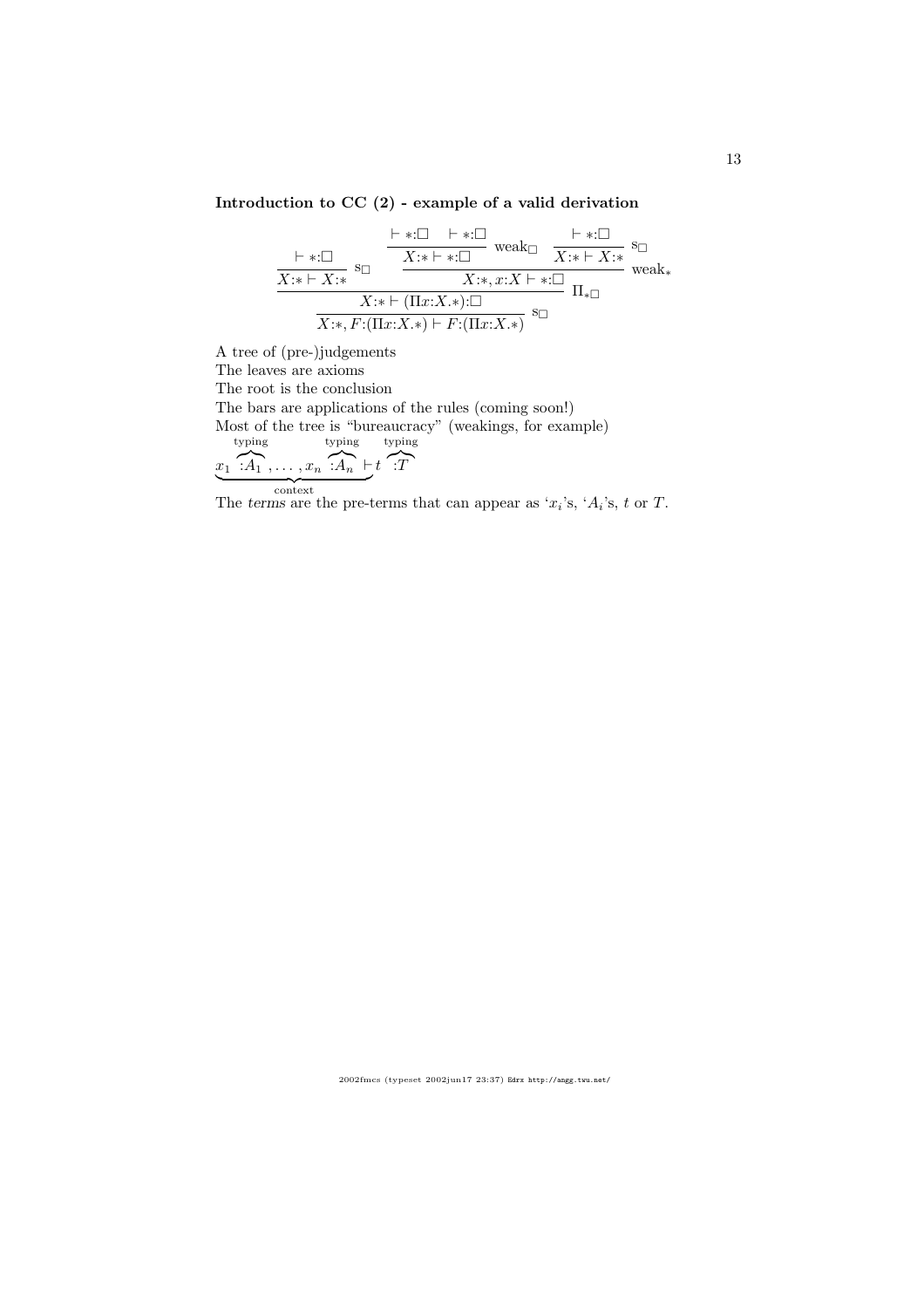**Introduction to CC (2) - example of a valid derivation**

$$
\dfrac{
  \dfrac{\vdash *{:}\Box}{X{:}* \vdash X{:}*}\,\mathrm{s}_\Box
  \qquad
  \dfrac{
    \dfrac{\vdash *{:}\Box \quad \vdash *{:}\Box}{X{:}* \vdash *{:}\Box}\,\mathrm{weak}_\Box
    \quad
    \dfrac{\vdash *{:}\Box}{X{:}* \vdash X{:}*}\,\mathrm{s}_\Box
  }{X{:}*, x{:}X \vdash *{:}\Box}\,\mathrm{weak}_*
}{
  \dfrac{X{:}* \vdash (\Pi x{:}X.*){:}\Box}{X{:}*, F{:}(\Pi x{:}X.*) \vdash F{:}(\Pi x{:}X.*)}\,\mathrm{s}_\Box
}\,\Pi_{*\Box}
$$

A tree of (pre-)judgements
The leaves are axioms
The root is the conclusion
The bars are applications of the rules (coming soon!)
Most of the tree is "bureaucracy" (weakings, for example)

$$\underbrace{x_1 \overbrace{:A_1}^{\text{typing}}, \ldots, x_n \overbrace{:A_n}^{\text{typing}}}_{\text{context}} \vdash t \overbrace{:T}^{\text{typing}}$$

The *terms* are the pre-terms that can appear as '$x_i$'s, '$A_i$'s, $t$ or $T$.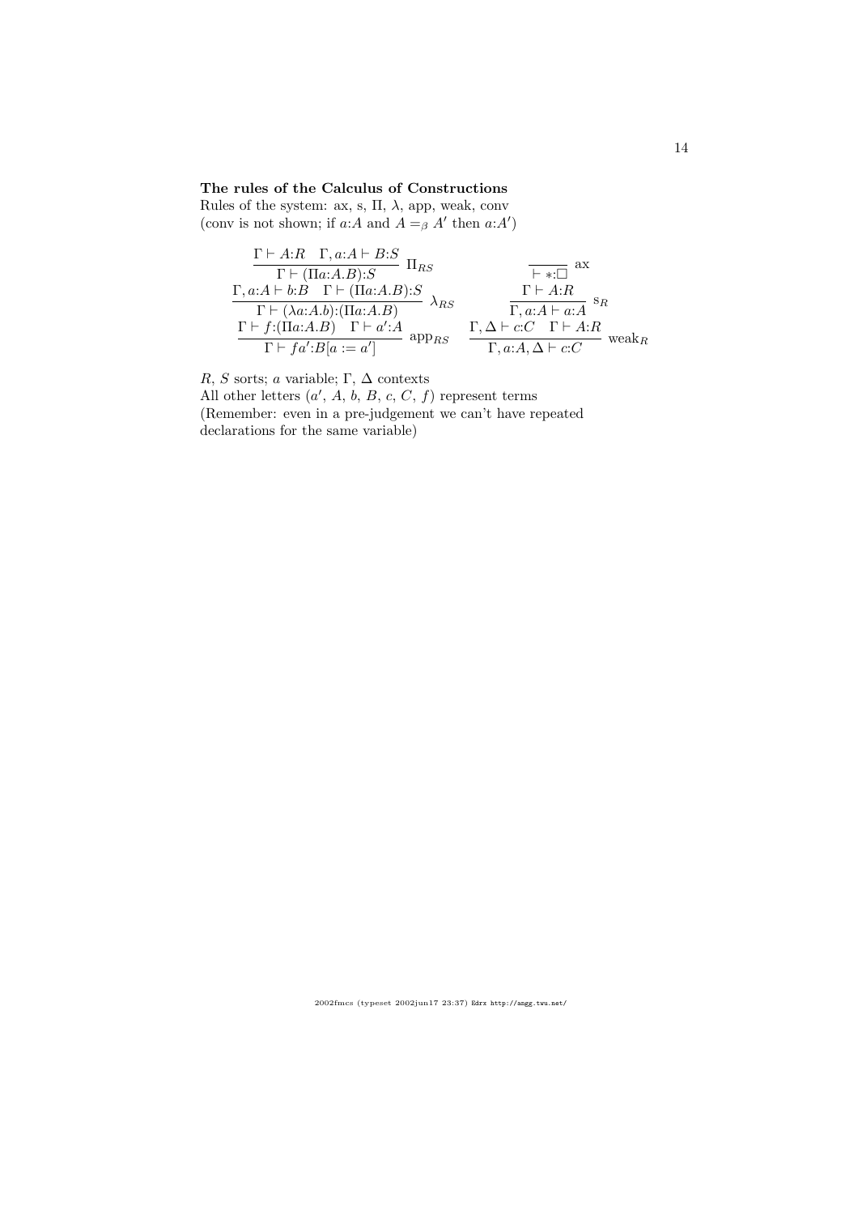**The rules of the Calculus of Constructions**

Rules of the system: ax, s, $\Pi$, $\lambda$, app, weak, conv
(conv is not shown; if $a{:}A$ and $A =_\beta A'$ then $a{:}A'$)

$$\frac{\Gamma \vdash A{:}R \quad \Gamma, a{:}A \vdash B{:}S}{\Gamma \vdash (\Pi a{:}A.B){:}S}\ \Pi_{RS} \qquad\qquad \frac{}{\vdash *{:}\Box}\ \text{ax}$$

$$\frac{\Gamma, a{:}A \vdash b{:}B \quad \Gamma \vdash (\Pi a{:}A.B){:}S}{\Gamma \vdash (\lambda a{:}A.b){:}(\Pi a{:}A.B)}\ \lambda_{RS} \qquad\qquad \frac{\Gamma \vdash A{:}R}{\Gamma, a{:}A \vdash a{:}A}\ \text{s}_R$$

$$\frac{\Gamma \vdash f{:}(\Pi a{:}A.B) \quad \Gamma \vdash a'{:}A}{\Gamma \vdash fa'{:}B[a := a']}\ \text{app}_{RS} \qquad \frac{\Gamma, \Delta \vdash c{:}C \quad \Gamma \vdash A{:}R}{\Gamma, a{:}A, \Delta \vdash c{:}C}\ \text{weak}_R$$

$R$, $S$ sorts; $a$ variable; $\Gamma$, $\Delta$ contexts
All other letters ($a'$, $A$, $b$, $B$, $c$, $C$, $f$) represent terms
(Remember: even in a pre-judgement we can't have repeated declarations for the same variable)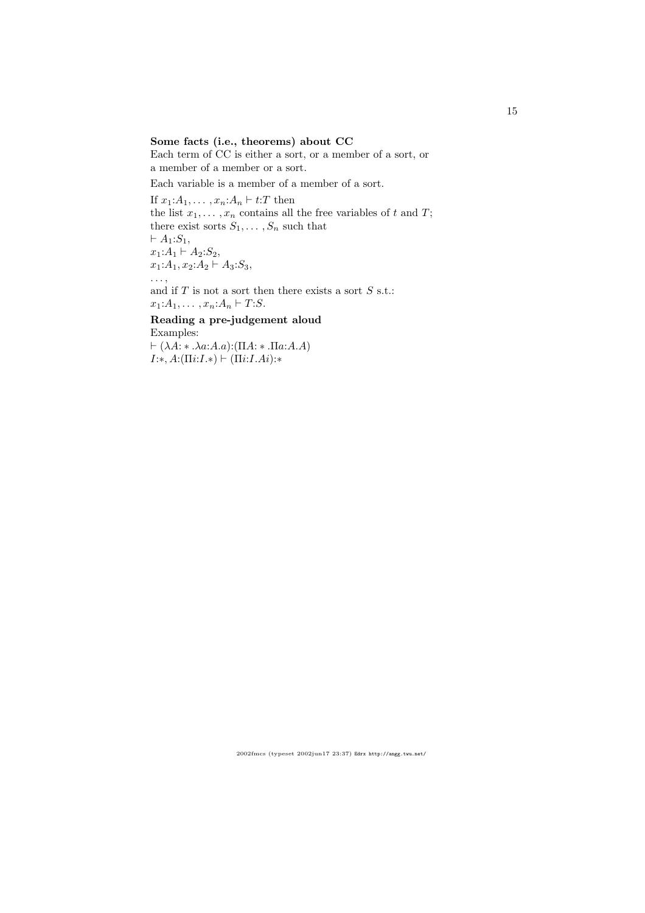**Some facts (i.e., theorems) about CC**

Each term of CC is either a sort, or a member of a sort, or a member of a member or a sort.

Each variable is a member of a member of a sort.

If $x_1{:}A_1, \ldots, x_n{:}A_n \vdash t{:}T$ then
the list $x_1, \ldots, x_n$ contains all the free variables of $t$ and $T$;
there exist sorts $S_1, \ldots, S_n$ such that
$\vdash A_1{:}S_1$,
$x_1{:}A_1 \vdash A_2{:}S_2$,
$x_1{:}A_1, x_2{:}A_2 \vdash A_3{:}S_3$,
$\ldots$,
and if $T$ is not a sort then there exists a sort $S$ s.t.:
$x_1{:}A_1, \ldots, x_n{:}A_n \vdash T{:}S$.

**Reading a pre-judgement aloud**

Examples:
$\vdash (\lambda A{:}*.\lambda a{:}A.a){:}(\Pi A{:}*.\Pi a{:}A.A)$
$I{:}*, A{:}(\Pi i{:}I.*) \vdash (\Pi i{:}I.Ai){:}*$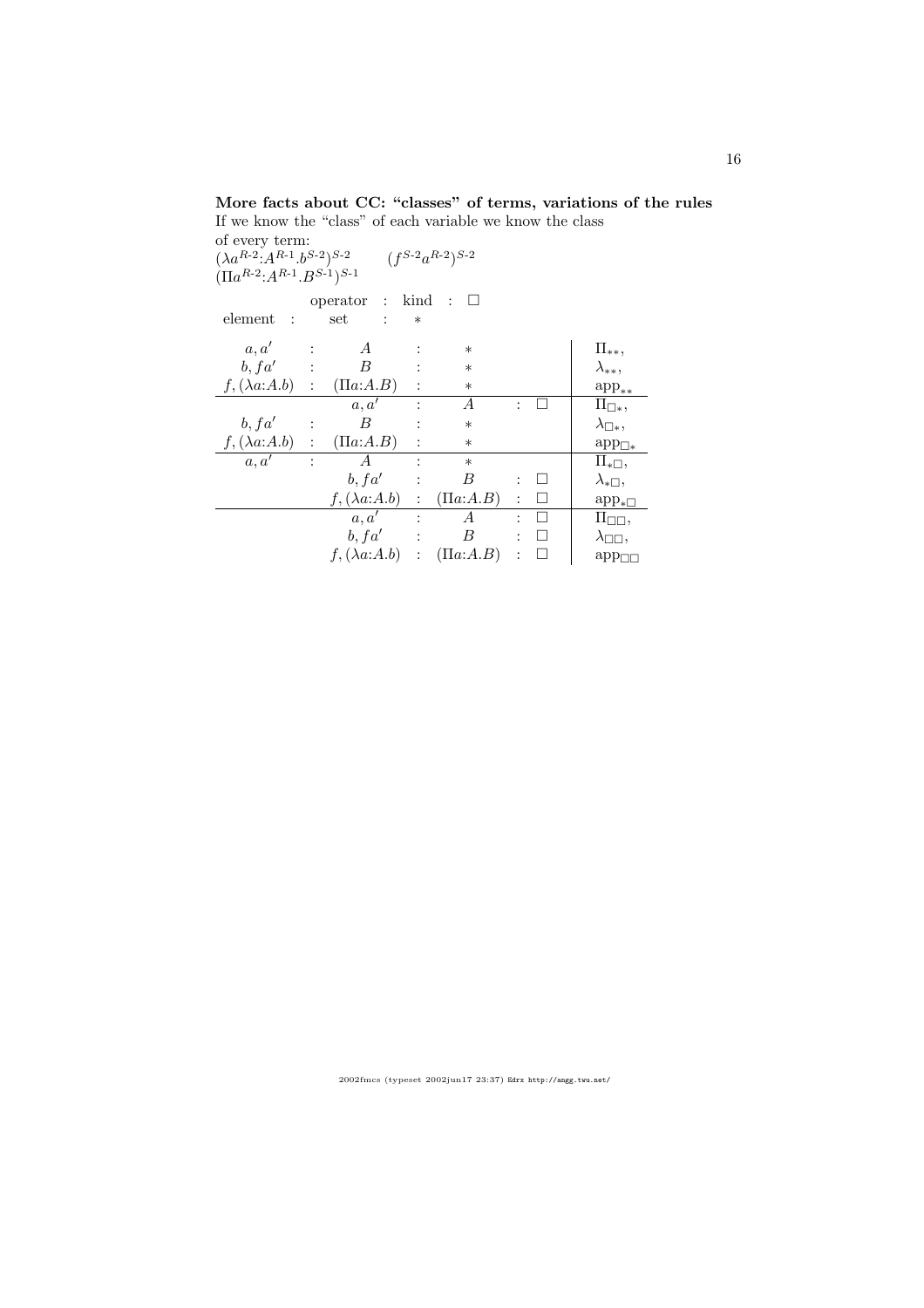**More facts about CC: "classes" of terms, variations of the rules**

If we know the "class" of each variable we know the class of every term:

$(\lambda a^{R\text{-}2}{:}A^{R\text{-}1}.b^{S\text{-}2})^{S\text{-}2}$ $\quad (f^{S\text{-}2}a^{R\text{-}2})^{S\text{-}2}$

$(\Pi a^{R\text{-}2}{:}A^{R\text{-}1}.B^{S\text{-}1})^{S\text{-}1}$

| | | operator | : | kind | : | $\Box$ | |
|---|---|---|---|---|---|---|---|
| element | : | set | : | $*$ | | | |
| $a, a'$ | : | $A$ | : | $*$ | | | $\Pi_{**}$, |
| $b, fa'$ | : | $B$ | : | $*$ | | | $\lambda_{**}$, |
| $f, (\lambda a{:}A.b)$ | : | $(\Pi a{:}A.B)$ | : | $*$ | | | $\mathrm{app}_{**}$ |
| | | $a, a'$ | : | $A$ | : | $\Box$ | $\Pi_{\Box *}$, |
| $b, fa'$ | : | $B$ | : | $*$ | | | $\lambda_{\Box *}$, |
| $f, (\lambda a{:}A.b)$ | : | $(\Pi a{:}A.B)$ | : | $*$ | | | $\mathrm{app}_{\Box *}$ |
| $a, a'$ | : | $A$ | : | $*$ | | | $\Pi_{*\Box}$, |
| | | $b, fa'$ | : | $B$ | : | $\Box$ | $\lambda_{*\Box}$, |
| | | $f, (\lambda a{:}A.b)$ | : | $(\Pi a{:}A.B)$ | : | $\Box$ | $\mathrm{app}_{*\Box}$ |
| | | $a, a'$ | : | $A$ | : | $\Box$ | $\Pi_{\Box\Box}$, |
| | | $b, fa'$ | : | $B$ | : | $\Box$ | $\lambda_{\Box\Box}$, |
| | | $f, (\lambda a{:}A.b)$ | : | $(\Pi a{:}A.B)$ | : | $\Box$ | $\mathrm{app}_{\Box\Box}$ |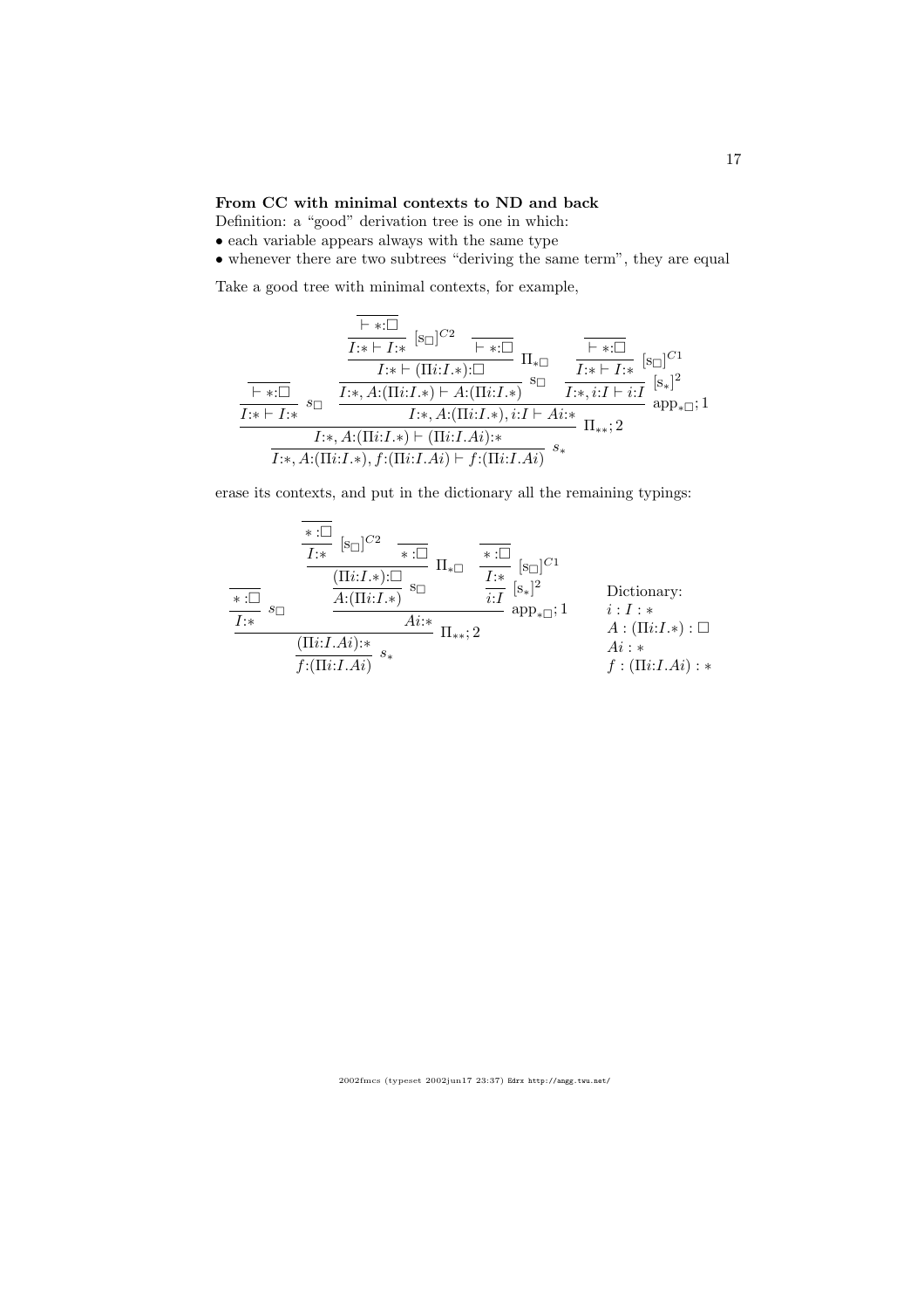**From CC with minimal contexts to ND and back**

Definition: a "good" derivation tree is one in which:

- each variable appears always with the same type
- whenever there are two subtrees "deriving the same term", they are equal

Take a good tree with minimal contexts, for example,

$$
\dfrac{
  \dfrac{\dfrac{}{\vdash *{:}\Box}}{I{:}* \vdash I{:}*}\; s_\Box
  \qquad
  \dfrac{
    \dfrac{
      \dfrac{
        \dfrac{\dfrac{}{\vdash *{:}\Box}}{I{:}* \vdash I{:}*}\;[\mathrm{s}_\Box]^{C2}
        \quad
        \dfrac{}{\vdash *{:}\Box}
      }{I{:}* \vdash (\Pi i{:}I.*){:}\Box}\;\Pi_{*\Box}
    }{I{:}*, A{:}(\Pi i{:}I.*) \vdash A{:}(\Pi i{:}I.*)}\;\mathrm{s}_\Box
    \quad
    \dfrac{\dfrac{\dfrac{}{\vdash *{:}\Box}}{I{:}* \vdash I{:}*}\;[\mathrm{s}_\Box]^{C1}}{I{:}*, i{:}I \vdash i{:}I}\;[\mathrm{s}_*]^2
  }{I{:}*, A{:}(\Pi i{:}I.*), i{:}I \vdash Ai{:}*}\;\mathrm{app}_{*\Box};1
}{
  \dfrac{I{:}*, A{:}(\Pi i{:}I.*) \vdash (\Pi i{:}I.Ai){:}*}{I{:}*, A{:}(\Pi i{:}I.*), f{:}(\Pi i{:}I.Ai) \vdash f{:}(\Pi i{:}I.Ai)}\; s_*
}\;\Pi_{**};2
$$

erase its contexts, and put in the dictionary all the remaining typings:

$$
\dfrac{
  \dfrac{\dfrac{}{*{:}\Box}}{I{:}*}\; s_\Box
  \qquad
  \dfrac{
    \dfrac{
      \dfrac{
        \dfrac{\dfrac{}{*{:}\Box}}{I{:}*}\;[\mathrm{s}_\Box]^{C2}
        \quad
        \dfrac{}{*{:}\Box}
      }{(\Pi i{:}I.*){:}\Box}\;\Pi_{*\Box}
    }{A{:}(\Pi i{:}I.*)}\;\mathrm{s}_\Box
    \quad
    \dfrac{\dfrac{\dfrac{}{*{:}\Box}}{I{:}*}\;[\mathrm{s}_\Box]^{C1}}{i{:}I}\;[\mathrm{s}_*]^2
  }{Ai{:}*}\;\mathrm{app}_{*\Box};1
}{
  \dfrac{(\Pi i{:}I.Ai){:}*}{f{:}(\Pi i{:}I.Ai)}\; s_*
}\;\Pi_{**};2
$$

Dictionary:
$i : I : *$
$A : (\Pi i{:}I.*) : \Box$
$Ai : *$
$f : (\Pi i{:}I.Ai) : *$

2002fmcs (typeset 2002jun17 23:37) Edrx http://angg.twu.net/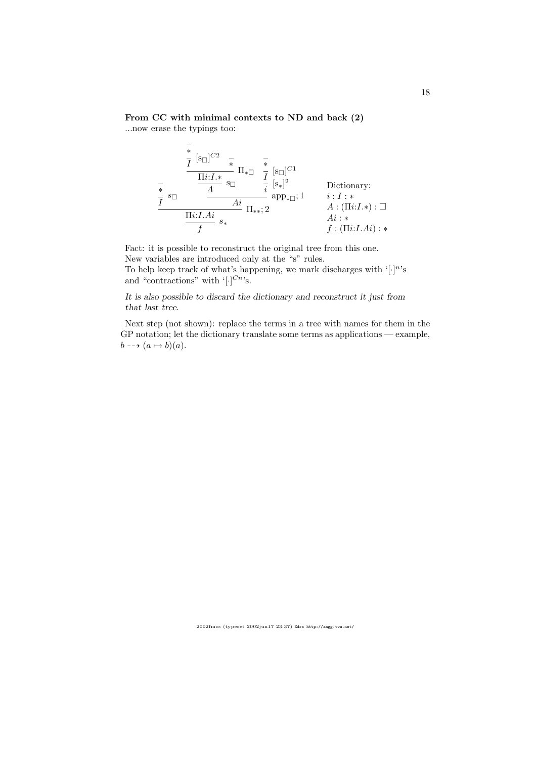**From CC with minimal contexts to ND and back (2)**

...now erase the typings too:

$$
\dfrac{\dfrac{\overline{*}}{I}\;s_\Box \qquad \dfrac{\dfrac{\dfrac{\dfrac{\overline{*}}{I}\;[\mathrm{s}_\Box]^{C2} \quad \overline{*}}{\Pi i{:}I.*}\;\Pi_{*\Box}}{A}\;\mathrm{s}_\Box \qquad \dfrac{\dfrac{\overline{*}}{I}\;[\mathrm{s}_\Box]^{C1}}{i}\;[\mathrm{s}_*]^2}{Ai}\;\mathrm{app}_{*\Box};1}{\dfrac{\Pi i{:}I.Ai}{f}\;s_*}\;\Pi_{**};2
$$

Dictionary:
$i : I : *$
$A : (\Pi i{:}I.*) : \Box$
$Ai : *$
$f : (\Pi i{:}I.Ai) : *$

Fact: it is possible to reconstruct the original tree from this one.
New variables are introduced only at the "s" rules.
To help keep track of what's happening, we mark discharges with '$[\cdot]^n$'s and "contractions" with '$[\cdot]^{Cn}$'s.

*It is also possible to discard the dictionary and reconstruct it just from that last tree.*

Next step (not shown): replace the terms in a tree with names for them in the GP notation; let the dictionary translate some terms as applications — example, $b \dashrightarrow (a \mapsto b)(a)$.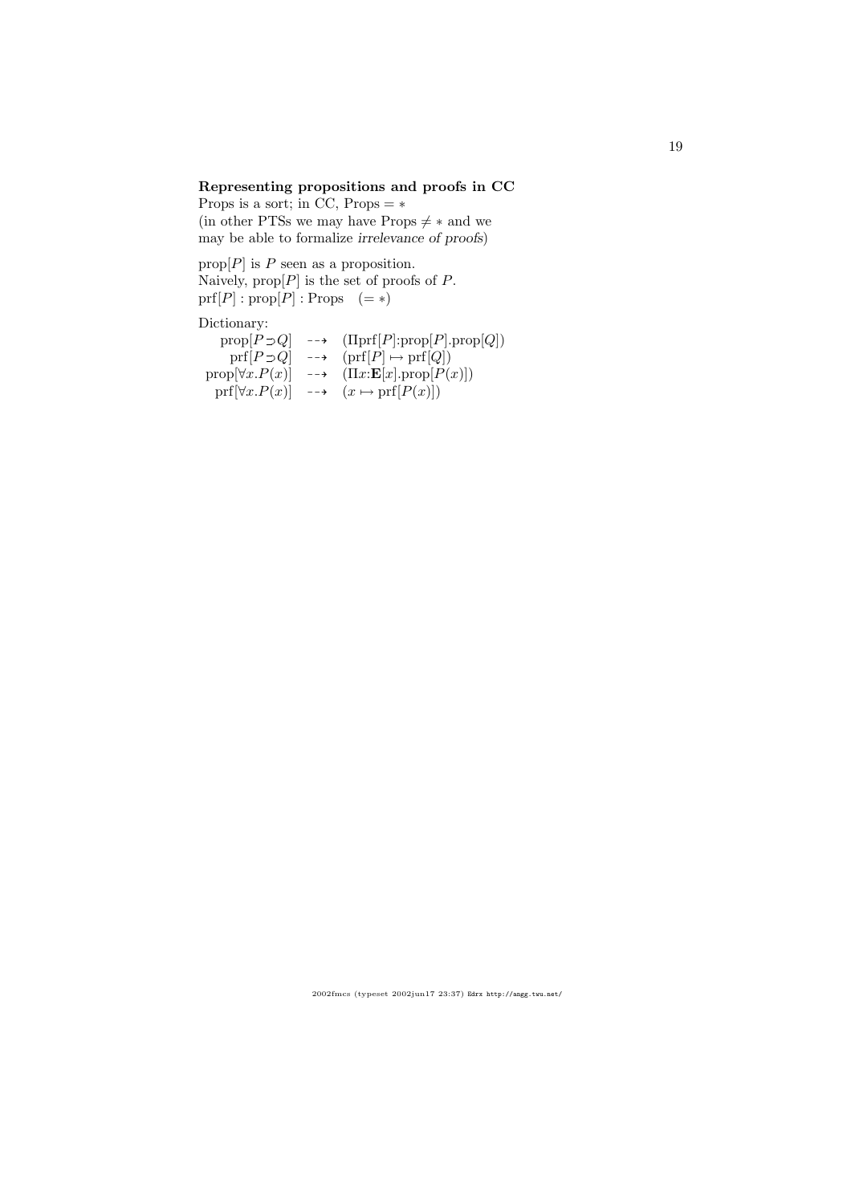**Representing propositions and proofs in CC**

Props is a sort; in CC, Props $= *$
(in other PTSs we may have Props $\neq *$ and we may be able to formalize *irrelevance of proofs*)

$\mathrm{prop}[P]$ is $P$ seen as a proposition.
Naively, $\mathrm{prop}[P]$ is the set of proofs of $P$.
$\mathrm{prf}[P] : \mathrm{prop}[P] : \mathrm{Props} \quad (= *)$

Dictionary:

$$
\begin{array}{rcl}
\mathrm{prop}[P \supset Q] & \dashrightarrow & (\Pi \mathrm{prf}[P]{:}\mathrm{prop}[P].\mathrm{prop}[Q]) \\
\mathrm{prf}[P \supset Q] & \dashrightarrow & (\mathrm{prf}[P] \mapsto \mathrm{prf}[Q]) \\
\mathrm{prop}[\forall x.P(x)] & \dashrightarrow & (\Pi x{:}\mathbf{E}[x].\mathrm{prop}[P(x)]) \\
\mathrm{prf}[\forall x.P(x)] & \dashrightarrow & (x \mapsto \mathrm{prf}[P(x)])
\end{array}
$$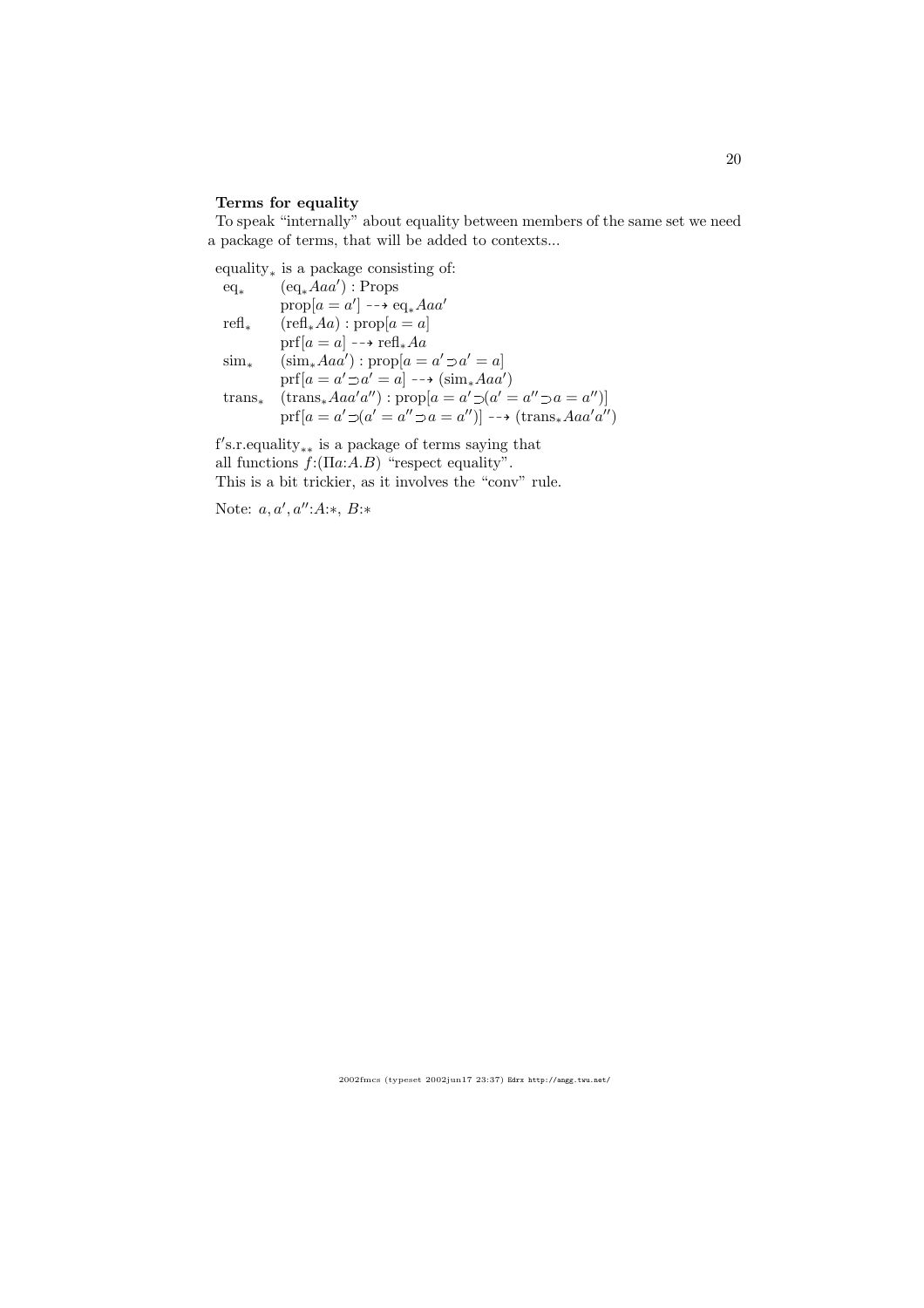**Terms for equality**

To speak "internally" about equality between members of the same set we need a package of terms, that will be added to contexts...

$\text{equality}_*$ is a package consisting of:

| | |
|---|---|
| $\text{eq}_*$ | $(\text{eq}_* Aaa') : \text{Props}$ |
| | $\text{prop}[a = a'] \dashrightarrow \text{eq}_* Aaa'$ |
| $\text{refl}_*$ | $(\text{refl}_* Aa) : \text{prop}[a = a]$ |
| | $\text{prf}[a = a] \dashrightarrow \text{refl}_* Aa$ |
| $\text{sim}_*$ | $(\text{sim}_* Aaa') : \text{prop}[a = a' \supset a' = a]$ |
| | $\text{prf}[a = a' \supset a' = a] \dashrightarrow (\text{sim}_* Aaa')$ |
| $\text{trans}_*$ | $(\text{trans}_* Aaa'a'') : \text{prop}[a = a' \supset (a' = a'' \supset a = a'')]$ |
| | $\text{prf}[a = a' \supset (a' = a'' \supset a = a'')] \dashrightarrow (\text{trans}_* Aaa'a'')$ |

$\text{f's.r.equality}_{**}$ is a package of terms saying that all functions $f{:}(\Pi a{:}A.B)$ "respect equality".
This is a bit trickier, as it involves the "conv" rule.

Note: $a, a', a''{:}A{:}*$, $B{:}*$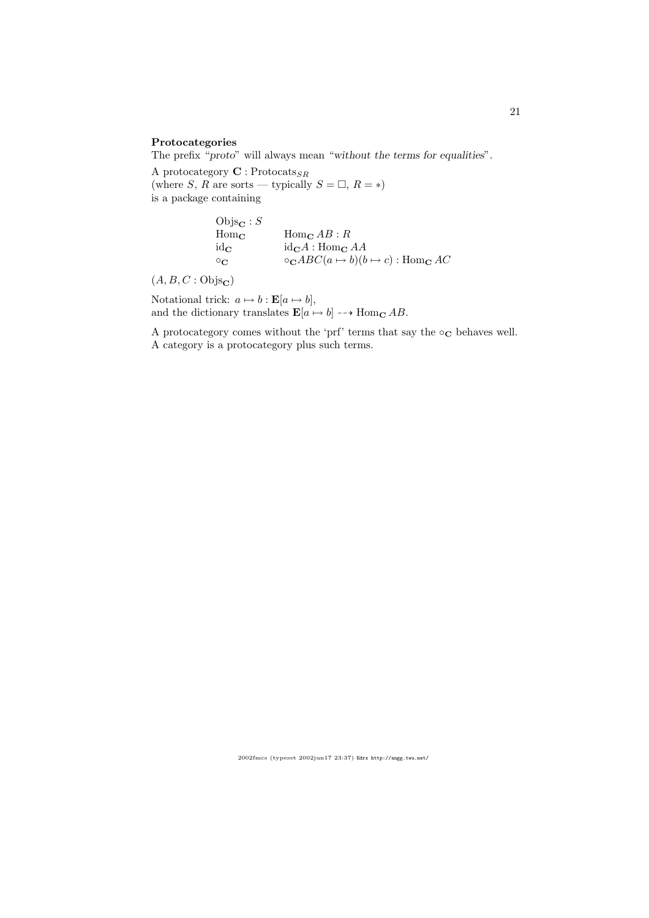**Protocategories**

The prefix “*proto*” will always mean “*without the terms for equalities*”.

A protocategory $\mathbf{C} : \mathrm{Protocats}_{SR}$
(where $S$, $R$ are sorts — typically $S = \Box$, $R = *$)
is a package containing

$$
\begin{array}{ll}
\mathrm{Objs}_{\mathbf{C}} : S & \\
\mathrm{Hom}_{\mathbf{C}} & \mathrm{Hom}_{\mathbf{C}}\, AB : R \\
\mathrm{id}_{\mathbf{C}} & \mathrm{id}_{\mathbf{C}} A : \mathrm{Hom}_{\mathbf{C}}\, AA \\
\circ_{\mathbf{C}} & \circ_{\mathbf{C}} ABC(a \mapsto b)(b \mapsto c) : \mathrm{Hom}_{\mathbf{C}}\, AC
\end{array}
$$

$(A, B, C : \mathrm{Objs}_{\mathbf{C}})$

Notational trick: $a \mapsto b : \mathbf{E}[a \mapsto b]$,
and the dictionary translates $\mathbf{E}[a \mapsto b] \dashrightarrow \mathrm{Hom}_{\mathbf{C}}\, AB$.

A protocategory comes without the ‘prf’ terms that say the $\circ_{\mathbf{C}}$ behaves well.
A category is a protocategory plus such terms.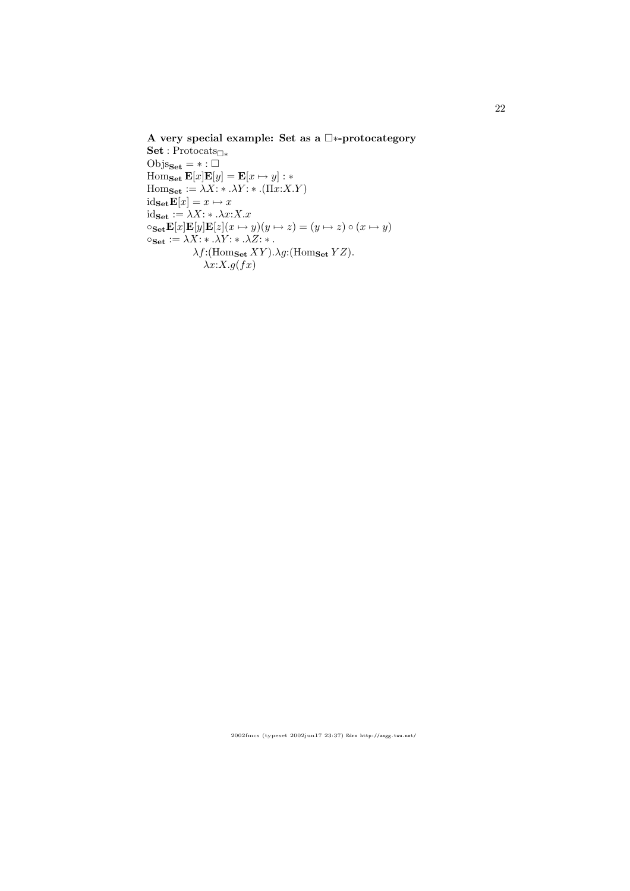**A very special example: Set as a $\Box *$-protocategory**

$\mathbf{Set} : \mathrm{Protocats}_{\Box *}$
$\mathrm{Objs}_{\mathbf{Set}} = * : \Box$
$\mathrm{Hom}_{\mathbf{Set}}\, \mathbf{E}[x]\mathbf{E}[y] = \mathbf{E}[x \mapsto y] : *$
$\mathrm{Hom}_{\mathbf{Set}} := \lambda X{:}*.\lambda Y{:}*.(\Pi x{:}X.Y)$
$\mathrm{id}_{\mathbf{Set}}\mathbf{E}[x] = x \mapsto x$
$\mathrm{id}_{\mathbf{Set}} := \lambda X{:}*.\lambda x{:}X.x$
$\circ_{\mathbf{Set}}\mathbf{E}[x]\mathbf{E}[y]\mathbf{E}[z](x \mapsto y)(y \mapsto z) = (y \mapsto z) \circ (x \mapsto y)$
$\circ_{\mathbf{Set}} := \lambda X{:}*.\lambda Y{:}*.\lambda Z{:}*.$
$\quad\quad \lambda f{:}(\mathrm{Hom}_{\mathbf{Set}}\, XY).\lambda g{:}(\mathrm{Hom}_{\mathbf{Set}}\, YZ).$
$\quad\quad\quad \lambda x{:}X.g(fx)$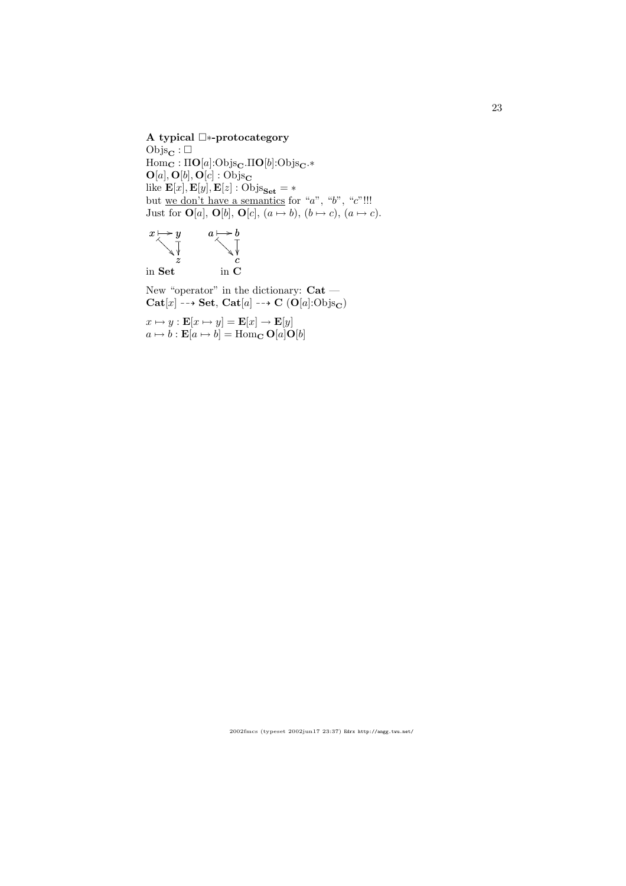### A typical $\Box *$-protocategory

$\mathrm{Objs}_{\mathbf{C}} : \Box$
$\mathrm{Hom}_{\mathbf{C}} : \Pi\mathbf{O}[a]{:}\mathrm{Objs}_{\mathbf{C}}.\Pi\mathbf{O}[b]{:}\mathrm{Objs}_{\mathbf{C}}.*$
$\mathbf{O}[a], \mathbf{O}[b], \mathbf{O}[c] : \mathrm{Objs}_{\mathbf{C}}$
like $\mathbf{E}[x], \mathbf{E}[y], \mathbf{E}[z] : \mathrm{Objs}_{\mathbf{Set}} = *$
but <u>we don't have a semantics</u> for "$a$", "$b$", "$c$"!!!
Just for $\mathbf{O}[a]$, $\mathbf{O}[b]$, $\mathbf{O}[c]$, $(a \mapsto b)$, $(b \mapsto c)$, $(a \mapsto c)$.

$$
\begin{array}{ccc}
x & \longmapsto & y \\
 & \searrow & \downarrow \\
 & & z
\end{array}
\qquad\qquad
\begin{array}{ccc}
a & \longmapsto & b \\
 & \searrow & \downarrow \\
 & & c
\end{array}
$$

in **Set** &nbsp;&nbsp;&nbsp;&nbsp;&nbsp;&nbsp;&nbsp;&nbsp; in **C**

New "operator" in the dictionary: **Cat** —
$\mathbf{Cat}[x] \dashrightarrow \mathbf{Set}$, $\mathbf{Cat}[a] \dashrightarrow \mathbf{C}$ $(\mathbf{O}[a]{:}\mathrm{Objs}_{\mathbf{C}})$

$x \mapsto y : \mathbf{E}[x \mapsto y] = \mathbf{E}[x] \to \mathbf{E}[y]$
$a \mapsto b : \mathbf{E}[a \mapsto b] = \mathrm{Hom}_{\mathbf{C}}\, \mathbf{O}[a]\mathbf{O}[b]$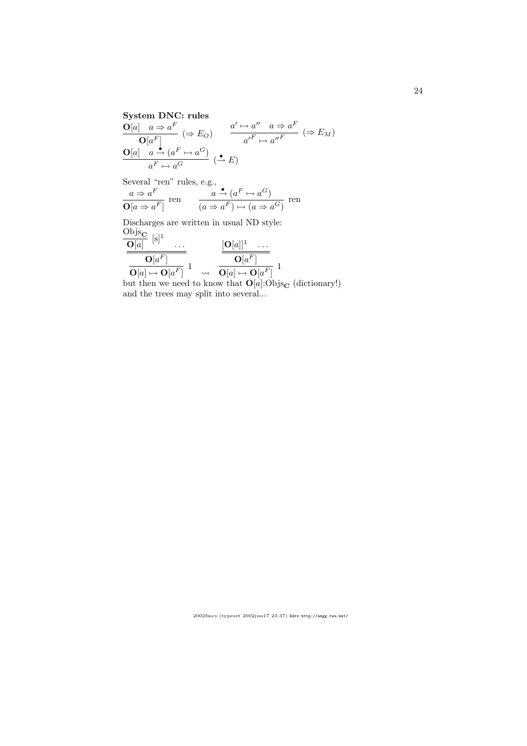**System DNC: rules**

$$\frac{\mathbf{O}[a] \quad a \Rightarrow a^F}{\mathbf{O}[a^F]} \ (\Rightarrow E_O) \qquad \frac{a' \mapsto a'' \quad a \Rightarrow a^F}{a'^F \mapsto a''^F} \ (\Rightarrow E_M)$$

$$\frac{\mathbf{O}[a] \quad a \overset{\bullet}{\to} (a^F \mapsto a^G)}{a^F \mapsto a^G} \ (\overset{\bullet}{\to} E)$$

Several "ren" rules, e.g.,

$$\frac{a \Rightarrow a^F}{\mathbf{O}[a \Rightarrow a^F]} \ \text{ren} \qquad \frac{a \overset{\bullet}{\to} (a^F \mapsto a^G)}{(a \Rightarrow a^F) \mapsto (a \Rightarrow a^G)} \ \text{ren}$$

Discharges are written in usual ND style:

$$\dfrac{\dfrac{\dfrac{\dfrac{\mathrm{Objs}_{\mathbf{C}}}{\mathbf{O}[a]} \ [\mathrm{s}]^1 \quad \ldots}{\mathbf{O}[a^F]}}{}}{\mathbf{O}[a] \mapsto \mathbf{O}[a^F]} \ 1 \quad \rightsquigarrow \quad \dfrac{\dfrac{[\mathbf{O}[a]]^1 \quad \ldots}{\mathbf{O}[a^F]}}{\mathbf{O}[a] \mapsto \mathbf{O}[a^F]} \ 1$$

but then we need to know that $\mathbf{O}[a]{:}\mathrm{Objs}_{\mathbf{C}}$ (dictionary!) and the trees may split into several...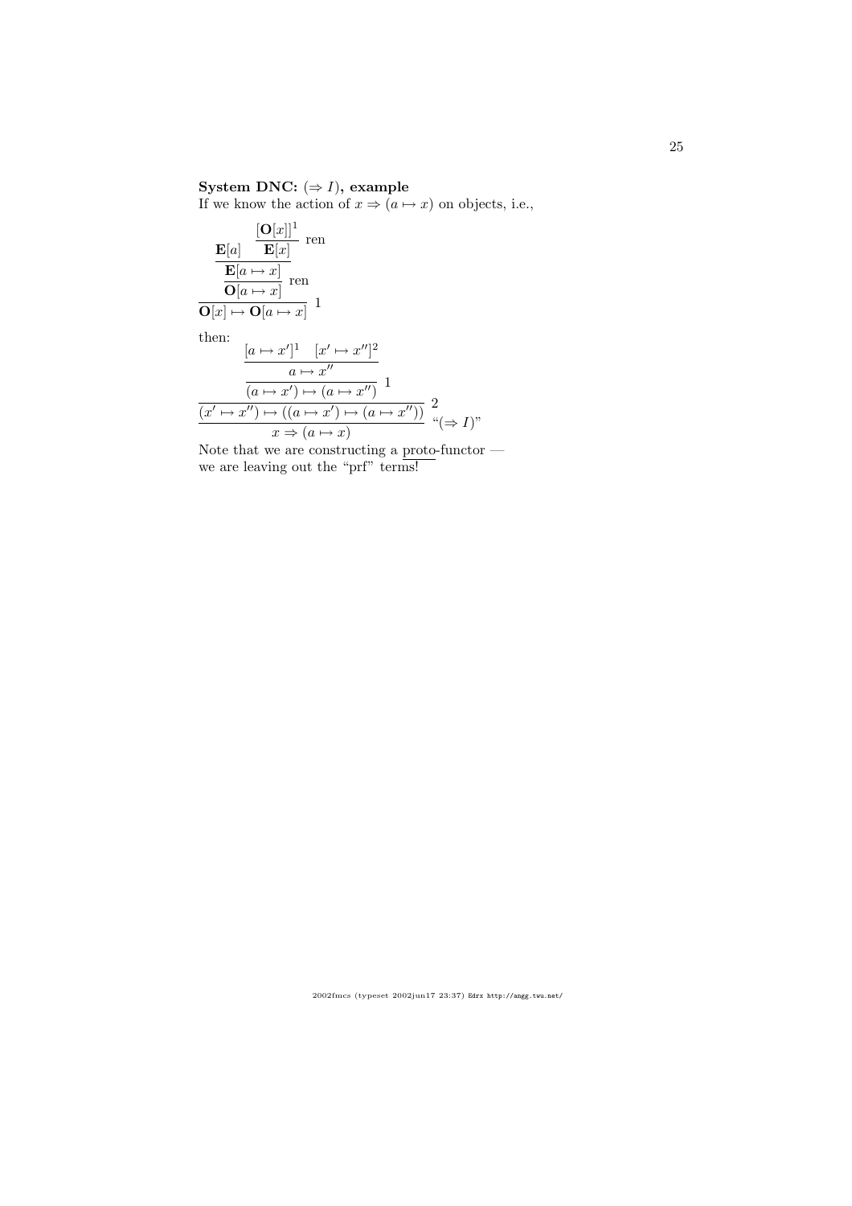**System DNC: $(\Rightarrow I)$, example**

If we know the action of $x \Rightarrow (a \mapsto x)$ on objects, i.e.,

$$
\dfrac{\dfrac{\mathbf{E}[a] \quad \dfrac{[\mathbf{O}[x]]^1}{\mathbf{E}[x]}\ \text{ren}}{\dfrac{\mathbf{E}[a \mapsto x]}{\mathbf{O}[a \mapsto x]}\ \text{ren}}}{\mathbf{O}[x] \mapsto \mathbf{O}[a \mapsto x]}\ 1
$$

then:

$$
\dfrac{\dfrac{\dfrac{\dfrac{[a \mapsto x']^1 \quad [x' \mapsto x'']^2}{a \mapsto x''}}{(a \mapsto x') \mapsto (a \mapsto x'')}\ 1}{(x' \mapsto x'') \mapsto ((a \mapsto x') \mapsto (a \mapsto x''))}\ 2}{x \Rightarrow (a \mapsto x)}\ \text{“}(\Rightarrow I)\text{”}
$$

Note that we are constructing a <u>proto</u>-functor — we are leaving out the “prf” terms!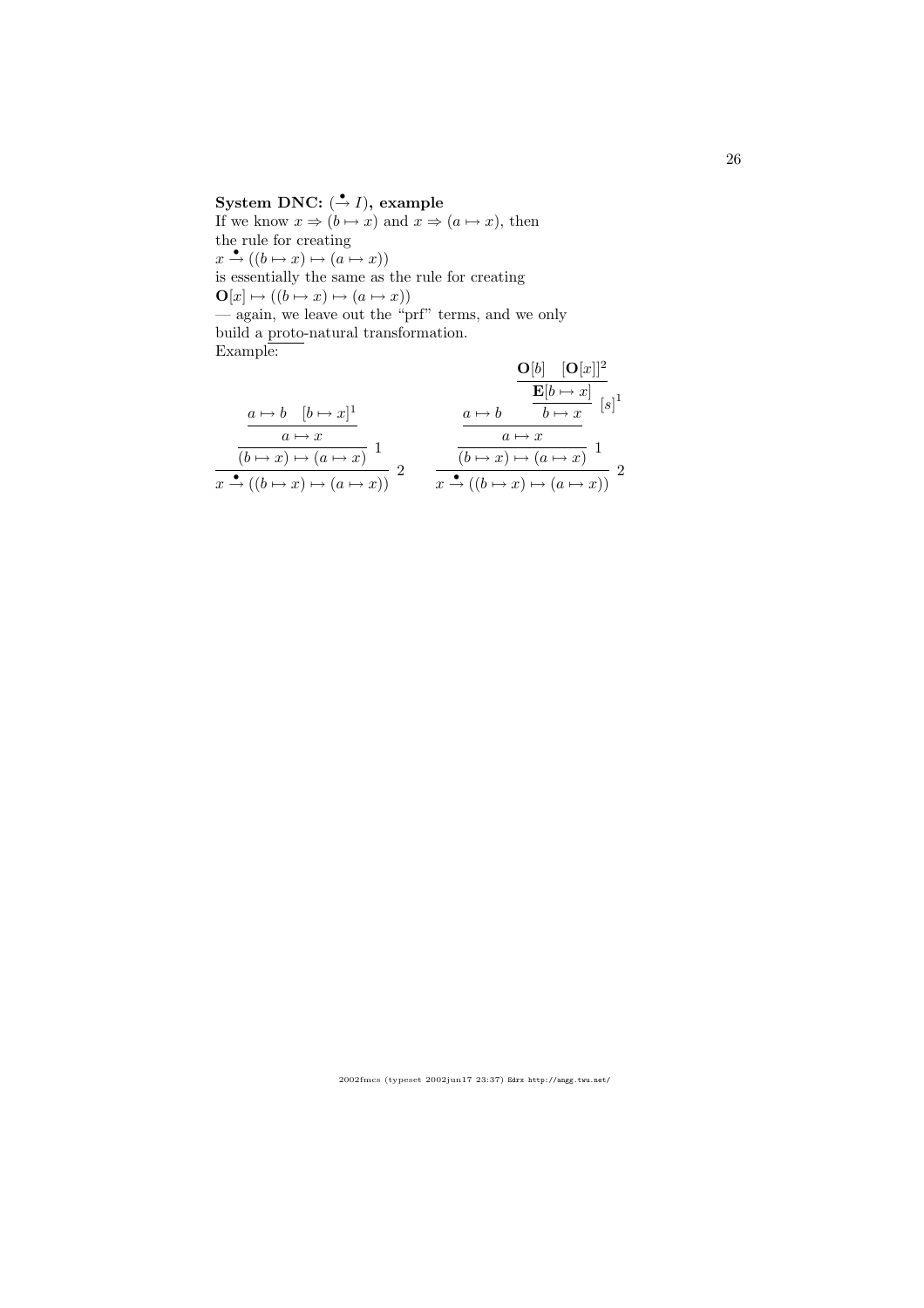**System DNC: $(\overset{\bullet}{\to} I)$, example**

If we know $x \Rightarrow (b \mapsto x)$ and $x \Rightarrow (a \mapsto x)$, then the rule for creating
$x \overset{\bullet}{\to} ((b \mapsto x) \mapsto (a \mapsto x))$
is essentially the same as the rule for creating
$\mathbf{O}[x] \mapsto ((b \mapsto x) \mapsto (a \mapsto x))$
— again, we leave out the "prf" terms, and we only build a proto-natural transformation.

Example:

$$
\dfrac{\dfrac{\dfrac{a \mapsto b \quad [b \mapsto x]^1}{a \mapsto x}}{(b \mapsto x) \mapsto (a \mapsto x)}\ 1}{x \overset{\bullet}{\to} ((b \mapsto x) \mapsto (a \mapsto x))}\ 2
\qquad
\dfrac{\dfrac{\dfrac{a \mapsto b \quad \dfrac{\dfrac{\mathbf{O}[b] \quad [\mathbf{O}[x]]^2}{\mathbf{E}[b \mapsto x]}}{b \mapsto x}\ [s]^1}{a \mapsto x}}{(b \mapsto x) \mapsto (a \mapsto x)}\ 1}{x \overset{\bullet}{\to} ((b \mapsto x) \mapsto (a \mapsto x))}\ 2
$$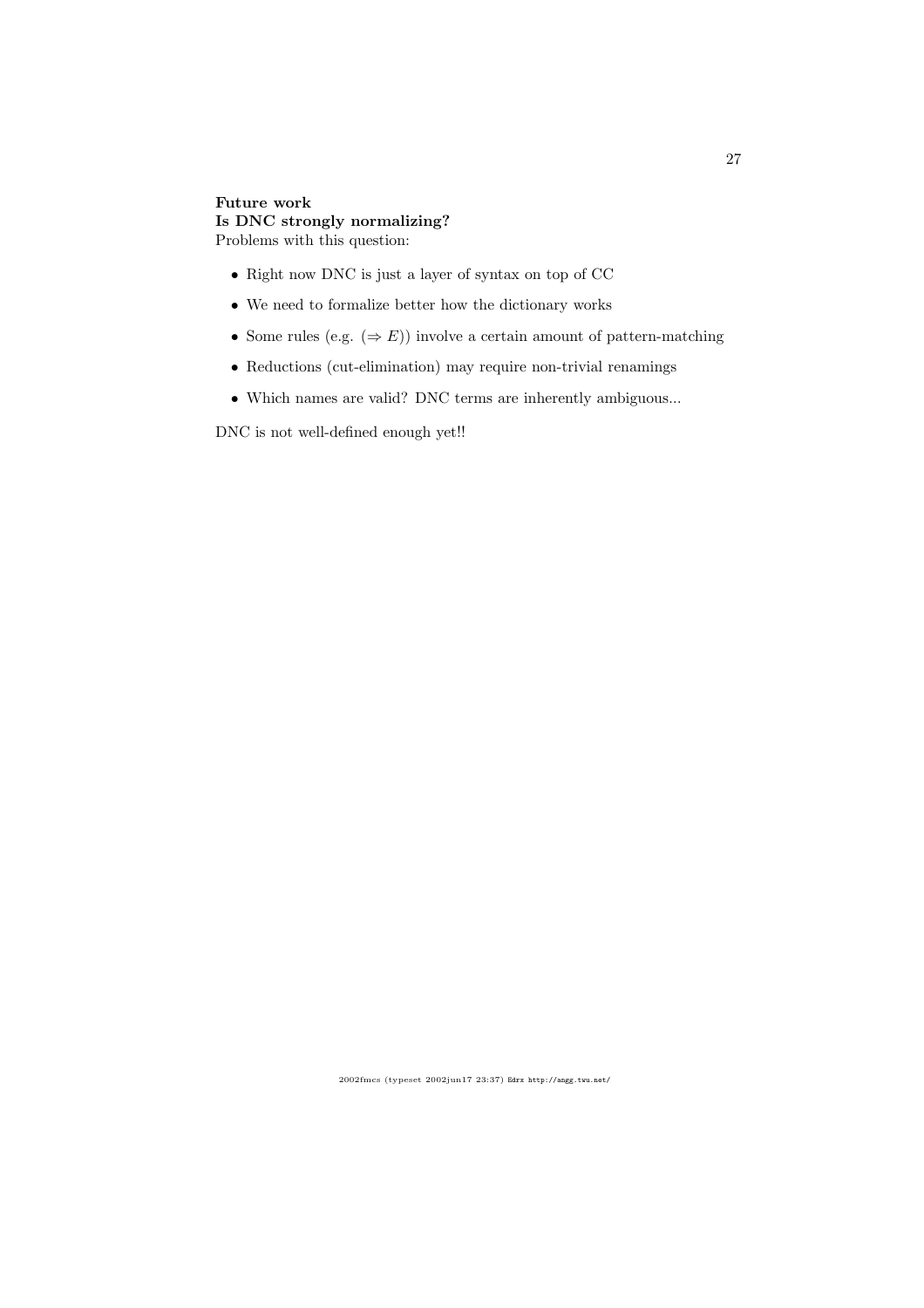**Future work**
**Is DNC strongly normalizing?**
Problems with this question:

- Right now DNC is just a layer of syntax on top of CC
- We need to formalize better how the dictionary works
- Some rules (e.g. $(\Rightarrow E)$) involve a certain amount of pattern-matching
- Reductions (cut-elimination) may require non-trivial renamings
- Which names are valid? DNC terms are inherently ambiguous...

DNC is not well-defined enough yet!!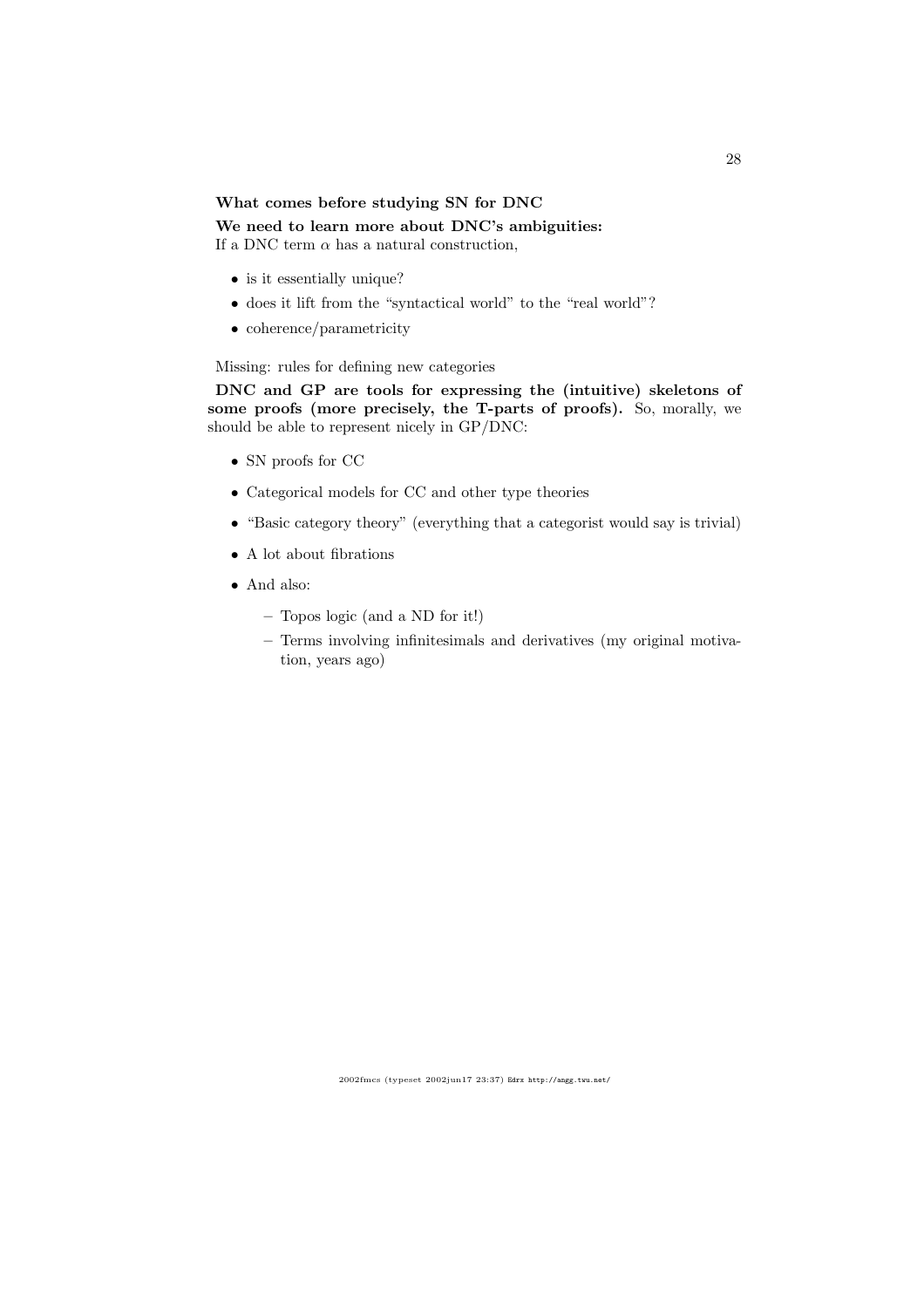**What comes before studying SN for DNC**

**We need to learn more about DNC's ambiguities:**
If a DNC term $\alpha$ has a natural construction,

- is it essentially unique?
- does it lift from the "syntactical world" to the "real world"?
- coherence/parametricity

Missing: rules for defining new categories

**DNC and GP are tools for expressing the (intuitive) skeletons of some proofs (more precisely, the T-parts of proofs).** So, morally, we should be able to represent nicely in GP/DNC:

- SN proofs for CC
- Categorical models for CC and other type theories
- "Basic category theory" (everything that a categorist would say is trivial)
- A lot about fibrations
- And also:
  - Topos logic (and a ND for it!)
  - Terms involving infinitesimals and derivatives (my original motivation, years ago)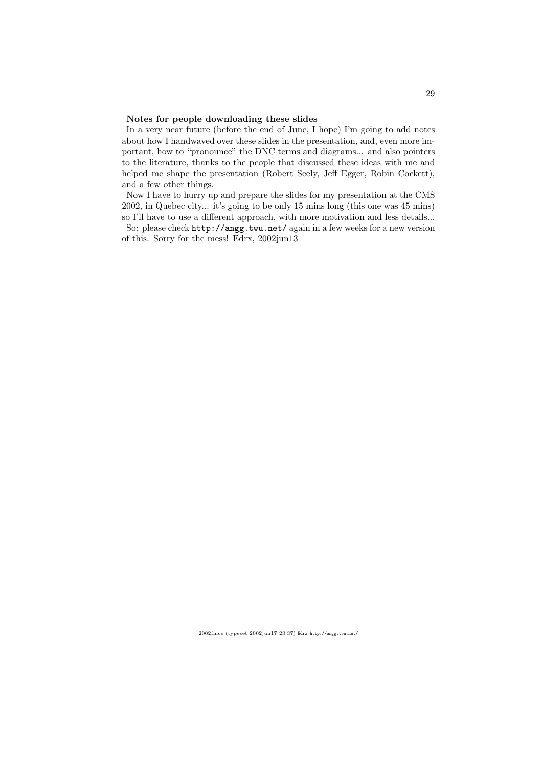**Notes for people downloading these slides**

In a very near future (before the end of June, I hope) I'm going to add notes about how I handwaved over these slides in the presentation, and, even more important, how to "pronounce" the DNC terms and diagrams... and also pointers to the literature, thanks to the people that discussed these ideas with me and helped me shape the presentation (Robert Seely, Jeff Egger, Robin Cockett), and a few other things.

Now I have to hurry up and prepare the slides for my presentation at the CMS 2002, in Quebec city... it's going to be only 15 mins long (this one was 45 mins) so I'll have to use a different approach, with more motivation and less details...

So: please check `http://angg.twu.net/` again in a few weeks for a new version of this. Sorry for the mess! Edrx, 2002jun13